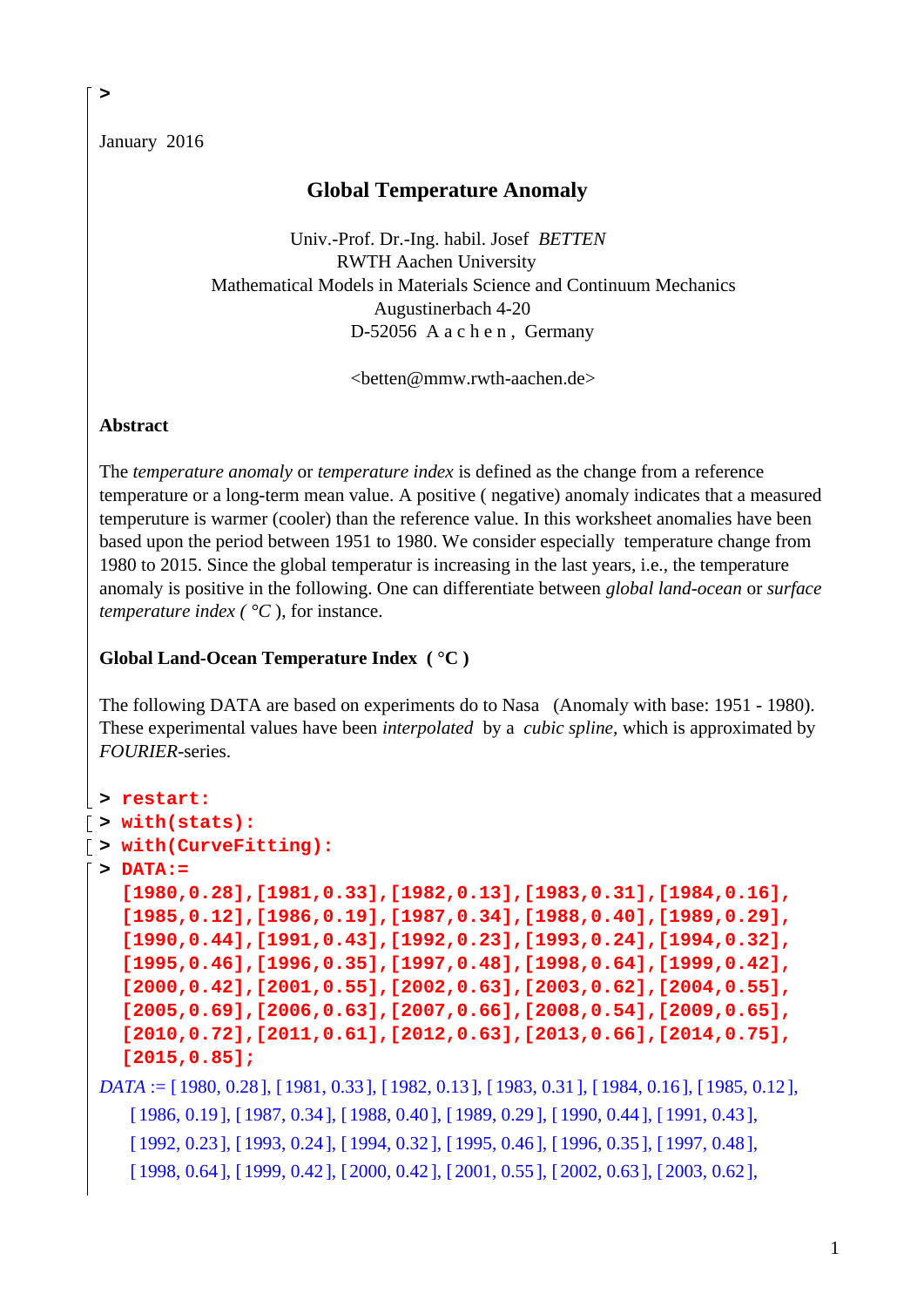```
>
```

January 2016

# Global Temperature Anomaly

Univ.-Prof. Dr.-Ing. habil. Josef *BETTEN*  
RWTH Aachen University  
Mathematical Models in Materials Science and Continuum Mechanics  
Augustinerbach 4-20  
D-52056 A a c h e n , Germany

<betten@mmw.rwth-aachen.de>

**Abstract**

The *temperature anomaly* or *temperature index* is defined as the change from a reference temperature or a long-term mean value. A positive ( negative) anomaly indicates that a measured temperuture is warmer (cooler) than the reference value. In this worksheet anomalies have been based upon the period between 1951 to 1980. We consider especially temperature change from 1980 to 2015. Since the global temperatur is increasing in the last years, i.e., the temperature anomaly is positive in the following. One can differentiate between *global land-ocean* or *surface temperature index ( °C* ), for instance.

**Global Land-Ocean Temperature Index ( °C )**

The following DATA are based on experiments do to Nasa (Anomaly with base: 1951 - 1980). These experimental values have been *interpolated* by a *cubic spline,* which is approximated by *FOURIER*-series.

```
> restart:
> with(stats):
> with(CurveFitting):
> DATA:=
  [1980,0.28],[1981,0.33],[1982,0.13],[1983,0.31],[1984,0.16],
  [1985,0.12],[1986,0.19],[1987,0.34],[1988,0.40],[1989,0.29],
  [1990,0.44],[1991,0.43],[1992,0.23],[1993,0.24],[1994,0.32],
  [1995,0.46],[1996,0.35],[1997,0.48],[1998,0.64],[1999,0.42],
  [2000,0.42],[2001,0.55],[2002,0.63],[2003,0.62],[2004,0.55],
  [2005,0.69],[2006,0.63],[2007,0.66],[2008,0.54],[2009,0.65],
  [2010,0.72],[2011,0.61],[2012,0.63],[2013,0.66],[2014,0.75],
  [2015,0.85];
```

*DATA* := [1980, 0.28], [1981, 0.33], [1982, 0.13], [1983, 0.31], [1984, 0.16], [1985, 0.12], [1986, 0.19], [1987, 0.34], [1988, 0.40], [1989, 0.29], [1990, 0.44], [1991, 0.43], [1992, 0.23], [1993, 0.24], [1994, 0.32], [1995, 0.46], [1996, 0.35], [1997, 0.48], [1998, 0.64], [1999, 0.42], [2000, 0.42], [2001, 0.55], [2002, 0.63], [2003, 0.62],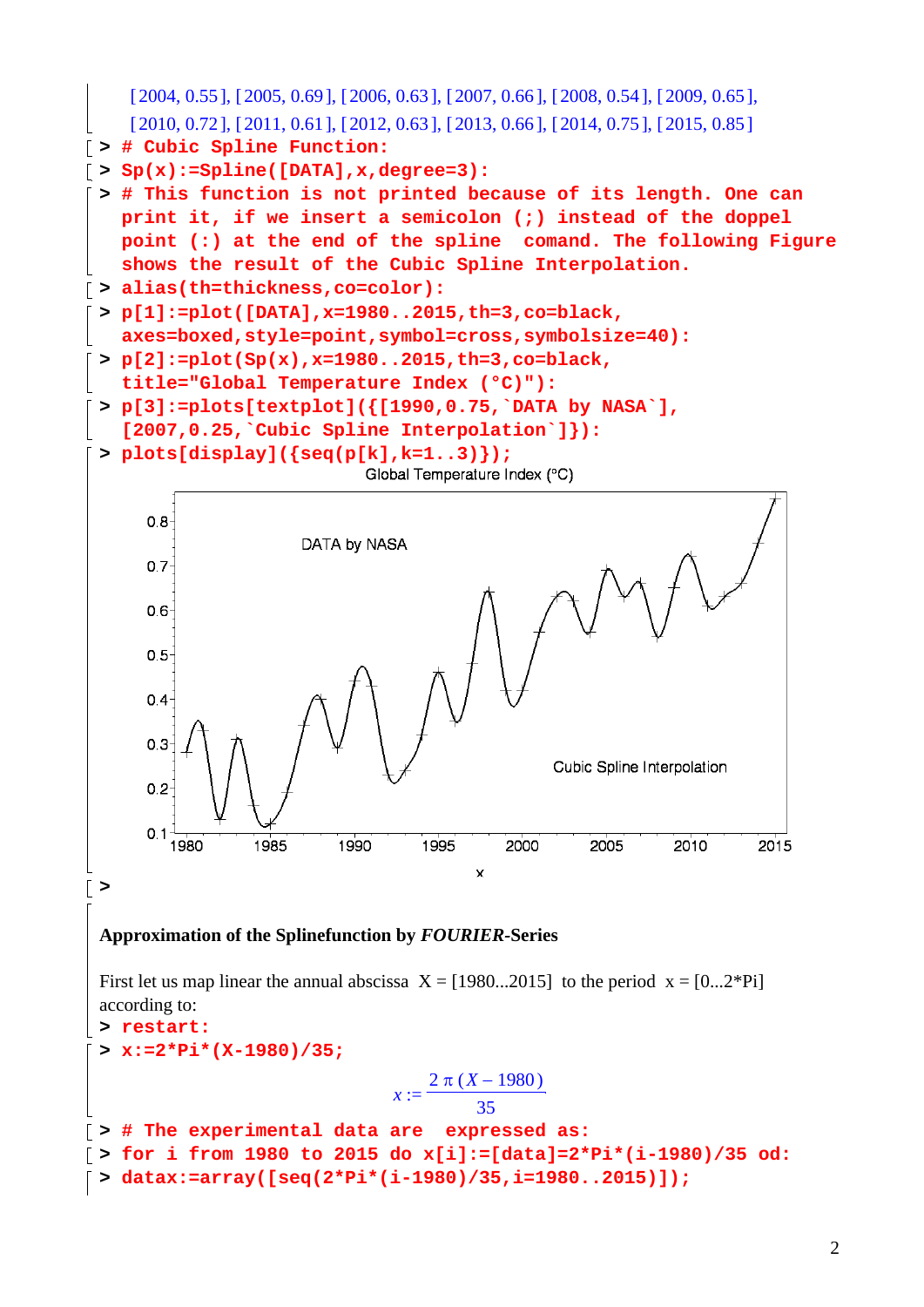[2004, 0.55], [2005, 0.69], [2006, 0.63], [2007, 0.66], [2008, 0.54], [2009, 0.65], [2010, 0.72], [2011, 0.61], [2012, 0.63], [2013, 0.66], [2014, 0.75], [2015, 0.85]

```
> # Cubic Spline Function:
> Sp(x):=Spline([DATA],x,degree=3):
> # This function is not printed because of its length. One can print it, if we insert a semicolon (;) instead of the doppel point (:) at the end of the spline  comand. The following Figure shows the result of the Cubic Spline Interpolation.
> alias(th=thickness,co=color):
> p[1]:=plot([DATA],x=1980..2015,th=3,co=black, axes=boxed,style=point,symbol=cross,symbolsize=40):
> p[2]:=plot(Sp(x),x=1980..2015,th=3,co=black, title="Global Temperature Index (°C)"):
> p[3]:=plots[textplot]({[1990,0.75,`DATA by NASA`], [2007,0.25,`Cubic Spline Interpolation`]}):
> plots[display]({seq(p[k],k=1..3)});
```

>

**Approximation of the Splinefunction by *FOURIER*-Series**

First let us map linear the annual abscissa  X = [1980...2015]  to the period  x = [0...2*Pi] according to:

```
> restart:
> x:=2*Pi*(X-1980)/35;
```

$$x := \frac{2\,\pi\,(X-1980)}{35}$$

```
> # The experimental data are  expressed as:
> for i from 1980 to 2015 do x[i]:=[data]=2*Pi*(i-1980)/35 od:
> datax:=array([seq(2*Pi*(i-1980)/35,i=1980..2015)]);
```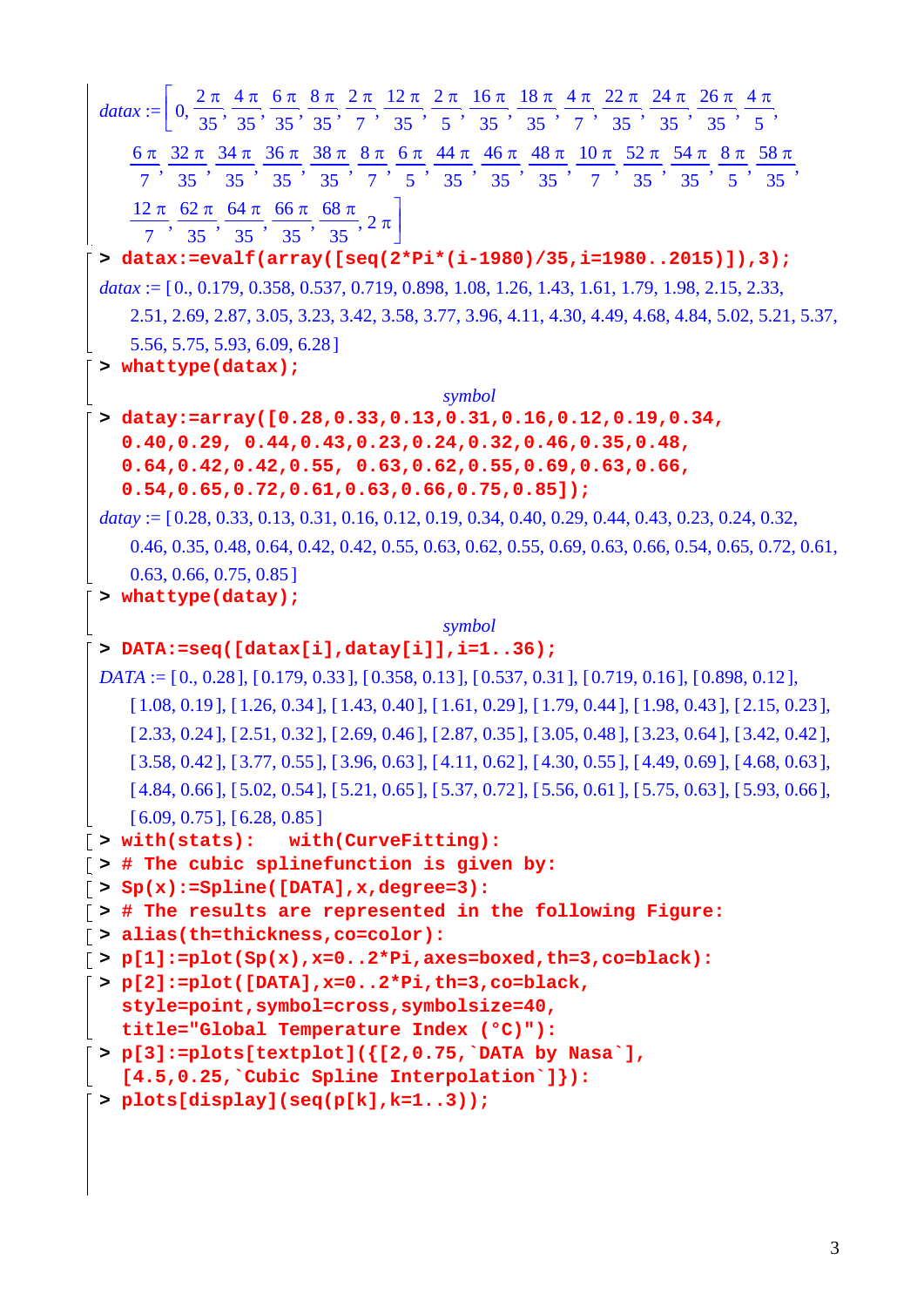$$datax := \left[0, \frac{2\pi}{35}, \frac{4\pi}{35}, \frac{6\pi}{35}, \frac{8\pi}{35}, \frac{2\pi}{7}, \frac{12\pi}{35}, \frac{2\pi}{5}, \frac{16\pi}{35}, \frac{18\pi}{35}, \frac{4\pi}{7}, \frac{22\pi}{35}, \frac{24\pi}{35}, \frac{26\pi}{35}, \frac{4\pi}{5}, \frac{6\pi}{7}, \frac{32\pi}{35}, \frac{34\pi}{35}, \frac{36\pi}{35}, \frac{38\pi}{35}, \frac{8\pi}{7}, \frac{6\pi}{5}, \frac{44\pi}{35}, \frac{46\pi}{35}, \frac{48\pi}{35}, \frac{10\pi}{7}, \frac{52\pi}{35}, \frac{54\pi}{35}, \frac{8\pi}{5}, \frac{58\pi}{35}, \frac{12\pi}{7}, \frac{62\pi}{35}, \frac{64\pi}{35}, \frac{66\pi}{35}, \frac{68\pi}{35}, 2\pi\right]$$

```
> datax:=evalf(array([seq(2*Pi*(i-1980)/35,i=1980..2015)]),3);
```

*datax* := [0., 0.179, 0.358, 0.537, 0.719, 0.898, 1.08, 1.26, 1.43, 1.61, 1.79, 1.98, 2.15, 2.33, 2.51, 2.69, 2.87, 3.05, 3.23, 3.42, 3.58, 3.77, 3.96, 4.11, 4.30, 4.49, 4.68, 4.84, 5.02, 5.21, 5.37, 5.56, 5.75, 5.93, 6.09, 6.28]

```
> whattype(datax);
```

*symbol*

```
> datay:=array([0.28,0.33,0.13,0.31,0.16,0.12,0.19,0.34,
  0.40,0.29, 0.44,0.43,0.23,0.24,0.32,0.46,0.35,0.48,
  0.64,0.42,0.42,0.55, 0.63,0.62,0.55,0.69,0.63,0.66,
  0.54,0.65,0.72,0.61,0.63,0.66,0.75,0.85]);
```

*datay* := [0.28, 0.33, 0.13, 0.31, 0.16, 0.12, 0.19, 0.34, 0.40, 0.29, 0.44, 0.43, 0.23, 0.24, 0.32, 0.46, 0.35, 0.48, 0.64, 0.42, 0.42, 0.55, 0.63, 0.62, 0.55, 0.69, 0.63, 0.66, 0.54, 0.65, 0.72, 0.61, 0.63, 0.66, 0.75, 0.85]

```
> whattype(datay);
```

*symbol*

```
> DATA:=seq([datax[i],datay[i]],i=1..36);
```

*DATA* := [0., 0.28], [0.179, 0.33], [0.358, 0.13], [0.537, 0.31], [0.719, 0.16], [0.898, 0.12], [1.08, 0.19], [1.26, 0.34], [1.43, 0.40], [1.61, 0.29], [1.79, 0.44], [1.98, 0.43], [2.15, 0.23], [2.33, 0.24], [2.51, 0.32], [2.69, 0.46], [2.87, 0.35], [3.05, 0.48], [3.23, 0.64], [3.42, 0.42], [3.58, 0.42], [3.77, 0.55], [3.96, 0.63], [4.11, 0.62], [4.30, 0.55], [4.49, 0.69], [4.68, 0.63], [4.84, 0.66], [5.02, 0.54], [5.21, 0.65], [5.37, 0.72], [5.56, 0.61], [5.75, 0.63], [5.93, 0.66], [6.09, 0.75], [6.28, 0.85]

```
> with(stats):   with(CurveFitting):
> # The cubic splinefunction is given by:
> Sp(x):=Spline([DATA],x,degree=3):
> # The results are represented in the following Figure:
> alias(th=thickness,co=color):
> p[1]:=plot(Sp(x),x=0..2*Pi,axes=boxed,th=3,co=black):
> p[2]:=plot([DATA],x=0..2*Pi,th=3,co=black,
  style=point,symbol=cross,symbolsize=40,
  title="Global Temperature Index (°C)"):
> p[3]:=plots[textplot]({[2,0.75,`DATA by Nasa`],
  [4.5,0.25,`Cubic Spline Interpolation`]}):
> plots[display](seq(p[k],k=1..3));
```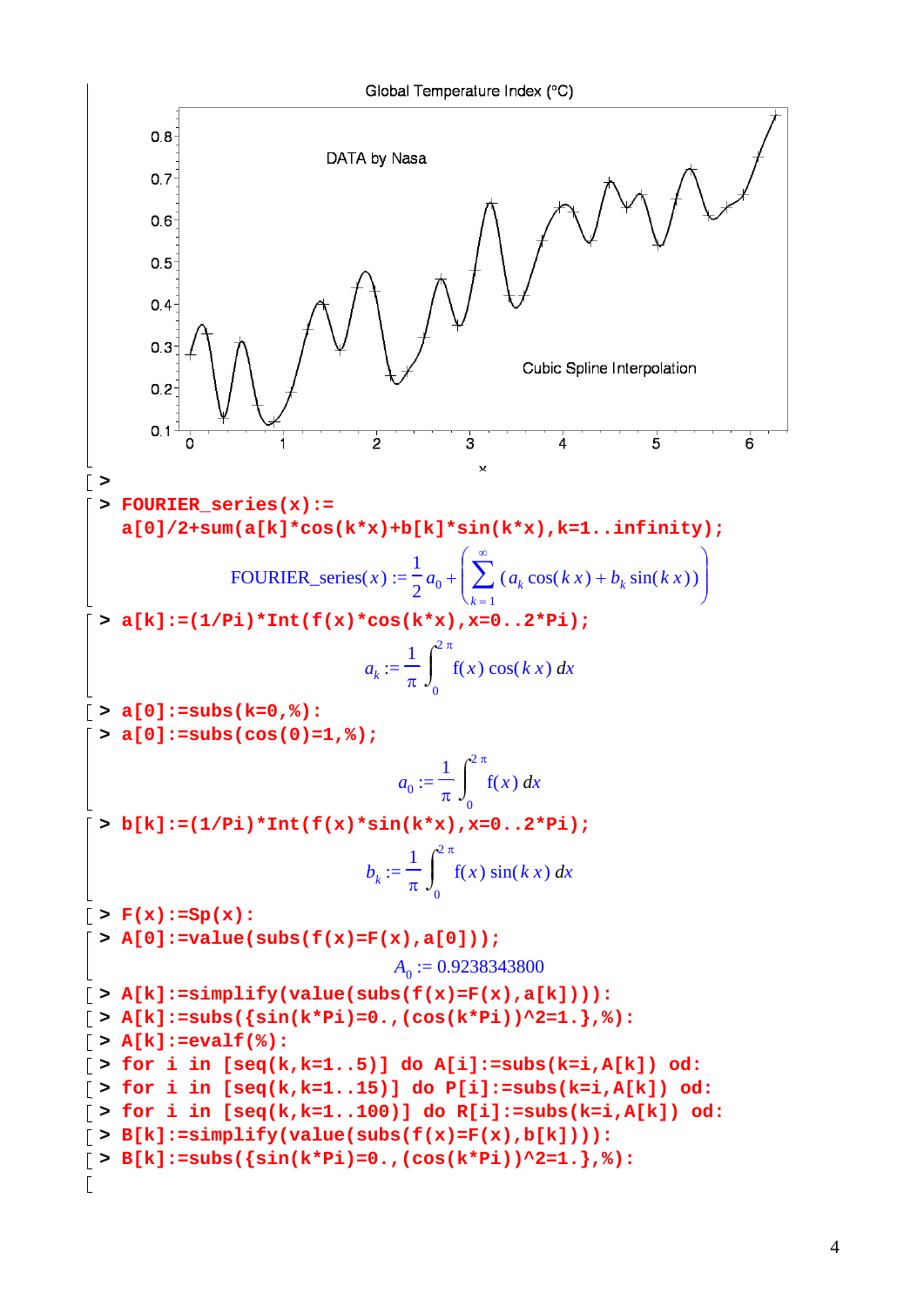Global Temperature Index (°C)

DATA by Nasa

Cubic Spline Interpolation

```
> 
> FOURIER_series(x):=
  a[0]/2+sum(a[k]*cos(k*x)+b[k]*sin(k*x),k=1..infinity);
```

$$\text{FOURIER\_series}(x) := \frac{1}{2}a_0 + \left(\sum_{k=1}^{\infty} (a_k \cos(k\,x) + b_k \sin(k\,x))\right)$$

```
> a[k]:=(1/Pi)*Int(f(x)*cos(k*x),x=0..2*Pi);
```

$$a_k := \frac{1}{\pi}\int_0^{2\pi} f(x)\cos(k\,x)\,dx$$

```
> a[0]:=subs(k=0,%):
> a[0]:=subs(cos(0)=1,%);
```

$$a_0 := \frac{1}{\pi}\int_0^{2\pi} f(x)\,dx$$

```
> b[k]:=(1/Pi)*Int(f(x)*sin(k*x),x=0..2*Pi);
```

$$b_k := \frac{1}{\pi}\int_0^{2\pi} f(x)\sin(k\,x)\,dx$$

```
> F(x):=Sp(x):
> A[0]:=value(subs(f(x)=F(x),a[0]));
```

$$A_0 := 0.9238343800$$

```
> A[k]:=simplify(value(subs(f(x)=F(x),a[k]))):
> A[k]:=subs({sin(k*Pi)=0.,(cos(k*Pi))^2=1.},%):
> A[k]:=evalf(%):
> for i in [seq(k,k=1..5)] do A[i]:=subs(k=i,A[k]) od:
> for i in [seq(k,k=1..15)] do P[i]:=subs(k=i,A[k]) od:
> for i in [seq(k,k=1..100)] do R[i]:=subs(k=i,A[k]) od:
> B[k]:=simplify(value(subs(f(x)=F(x),b[k]))):
> B[k]:=subs({sin(k*Pi)=0.,(cos(k*Pi))^2=1.},%):
```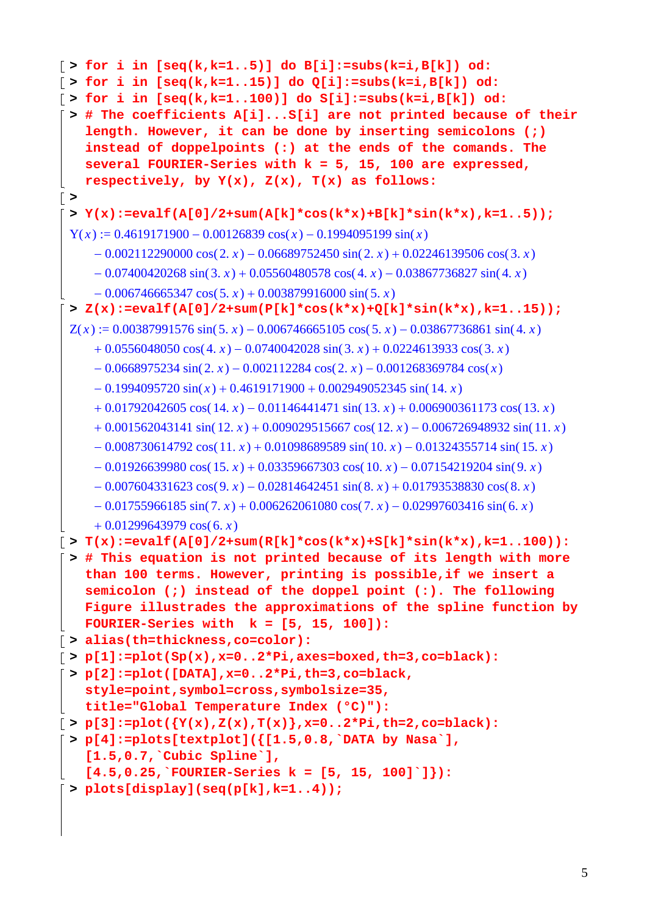```
> for i in [seq(k,k=1..5)] do B[i]:=subs(k=i,B[k]) od:
> for i in [seq(k,k=1..15)] do Q[i]:=subs(k=i,B[k]) od:
> for i in [seq(k,k=1..100)] do S[i]:=subs(k=i,B[k]) od:
> # The coefficients A[i]...S[i] are not printed because of their length. However, it can be done by inserting semicolons (;) instead of doppelpoints (:) at the ends of the comands. The several FOURIER-Series with k = 5, 15, 100 are expressed, respectively, by Y(x), Z(x), T(x) as follows:
>
> Y(x):=evalf(A[0]/2+sum(A[k]*cos(k*x)+B[k]*sin(k*x),k=1..5));
```

$$
\begin{aligned}
Y(x) := {} & 0.4619171900 - 0.00126839 \cos(x) - 0.1994095199 \sin(x) \\
& - 0.002112290000 \cos(2.\,x) - 0.06689752450 \sin(2.\,x) + 0.02246139506 \cos(3.\,x) \\
& - 0.07400420268 \sin(3.\,x) + 0.05560480578 \cos(4.\,x) - 0.03867736827 \sin(4.\,x) \\
& - 0.006746665347 \cos(5.\,x) + 0.003879916000 \sin(5.\,x)
\end{aligned}
$$

```
> Z(x):=evalf(A[0]/2+sum(P[k]*cos(k*x)+Q[k]*sin(k*x),k=1..15));
```

$$
\begin{aligned}
Z(x) := {} & 0.00387991576 \sin(5.\,x) - 0.006746665105 \cos(5.\,x) - 0.03867736861 \sin(4.\,x) \\
& + 0.0556048050 \cos(4.\,x) - 0.0740042028 \sin(3.\,x) + 0.0224613933 \cos(3.\,x) \\
& - 0.0668975234 \sin(2.\,x) - 0.002112284 \cos(2.\,x) - 0.001268369784 \cos(x) \\
& - 0.1994095720 \sin(x) + 0.4619171900 + 0.002949052345 \sin(14.\,x) \\
& + 0.01792042605 \cos(14.\,x) - 0.01146441471 \sin(13.\,x) + 0.006900361173 \cos(13.\,x) \\
& + 0.001562043141 \sin(12.\,x) + 0.009029515667 \cos(12.\,x) - 0.006726948932 \sin(11.\,x) \\
& - 0.008730614792 \cos(11.\,x) + 0.01098689589 \sin(10.\,x) - 0.01324355714 \sin(15.\,x) \\
& - 0.01926639980 \cos(15.\,x) + 0.03359667303 \cos(10.\,x) - 0.07154219204 \sin(9.\,x) \\
& - 0.007604331623 \cos(9.\,x) - 0.02814642451 \sin(8.\,x) + 0.01793538830 \cos(8.\,x) \\
& - 0.01755966185 \sin(7.\,x) + 0.006262061080 \cos(7.\,x) - 0.02997603416 \sin(6.\,x) \\
& + 0.01299643979 \cos(6.\,x)
\end{aligned}
$$

```
> T(x):=evalf(A[0]/2+sum(R[k]*cos(k*x)+S[k]*sin(k*x),k=1..100)):
> # This equation is not printed because of its length with more than 100 terms. However, printing is possible,if we insert a semicolon (;) instead of the doppel point (:). The following Figure illustrades the approximations of the spline function by FOURIER-Series with  k = [5, 15, 100]):
> alias(th=thickness,co=color):
> p[1]:=plot(Sp(x),x=0..2*Pi,axes=boxed,th=3,co=black):
> p[2]:=plot([DATA],x=0..2*Pi,th=3,co=black,
  style=point,symbol=cross,symbolsize=35,
  title="Global Temperature Index (°C)"):
> p[3]:=plot({Y(x),Z(x),T(x)},x=0..2*Pi,th=2,co=black):
> p[4]:=plots[textplot]({[1.5,0.8,`DATA by Nasa`],
  [1.5,0.7,`Cubic Spline`],
  [4.5,0.25,`FOURIER-Series k = [5, 15, 100]`]}):
> plots[display](seq(p[k],k=1..4));
```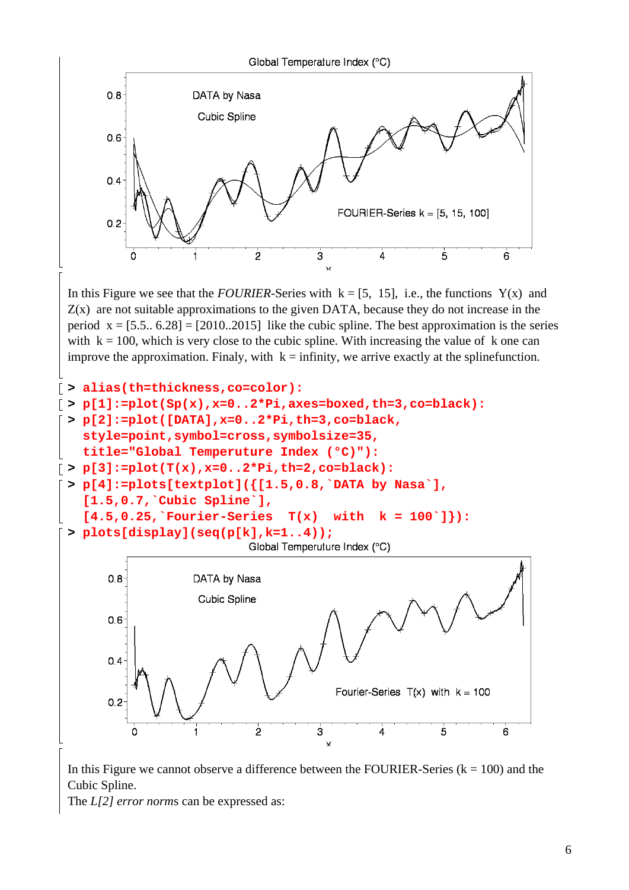In this Figure we see that the *FOURIER*-Series with $k = [5, 15]$, i.e., the functions $Y(x)$ and $Z(x)$ are not suitable approximations to the given DATA, because they do not increase in the period $x = [5.5.. 6.28] = [2010..2015]$ like the cubic spline. The best approximation is the series with $k = 100$, which is very close to the cubic spline. With increasing the value of $k$ one can improve the approximation. Finaly, with $k$ = infinity, we arrive exactly at the splinefunction.

```
> alias(th=thickness,co=color):
> p[1]:=plot(Sp(x),x=0..2*Pi,axes=boxed,th=3,co=black):
> p[2]:=plot([DATA],x=0..2*Pi,th=3,co=black,
  style=point,symbol=cross,symbolsize=35,
  title="Global Temperture Index (°C)"):
> p[3]:=plot(T(x),x=0..2*Pi,th=2,co=black):
> p[4]:=plots[textplot]({[1.5,0.8,`DATA by Nasa`],
  [1.5,0.7,`Cubic Spline`],
  [4.5,0.25,`Fourier-Series  T(x)  with  k = 100`]}):
> plots[display](seq(p[k],k=1..4));
```

In this Figure we cannot observe a difference between the FOURIER-Series ($k = 100$) and the Cubic Spline.
The *L[2] error norm*s can be expressed as: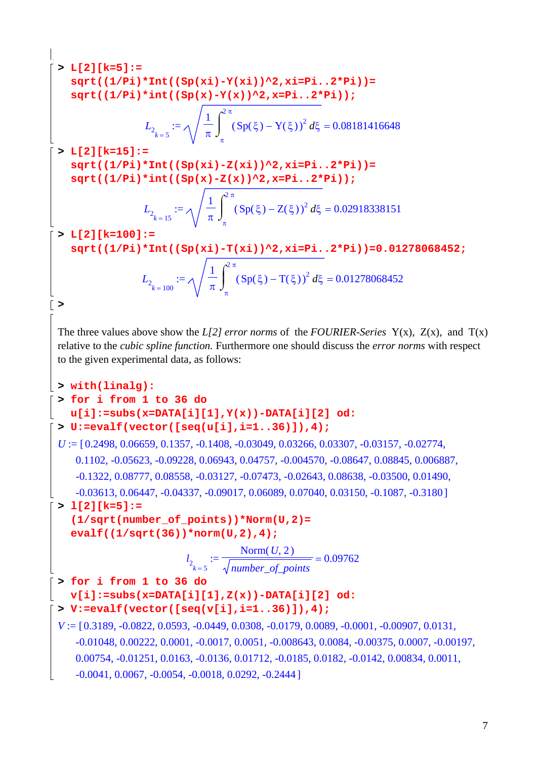```
> L[2][k=5]:=
  sqrt((1/Pi)*Int((Sp(xi)-Y(xi))^2,xi=Pi..2*Pi))=
  sqrt((1/Pi)*int((Sp(x)-Y(x))^2,x=Pi..2*Pi));
```

$$L_{2_{k=5}} := \sqrt{\frac{1}{\pi}\int_{\pi}^{2\pi} (\mathrm{Sp}(\xi) - \mathrm{Y}(\xi))^2 \, d\xi} = 0.08181416648$$

```
> L[2][k=15]:=
  sqrt((1/Pi)*Int((Sp(xi)-Z(xi))^2,xi=Pi..2*Pi))=
  sqrt((1/Pi)*int((Sp(x)-Z(x))^2,x=Pi..2*Pi));
```

$$L_{2_{k=15}} := \sqrt{\frac{1}{\pi}\int_{\pi}^{2\pi} (\mathrm{Sp}(\xi) - \mathrm{Z}(\xi))^2 \, d\xi} = 0.02918338151$$

```
> L[2][k=100]:=
  sqrt((1/Pi)*Int((Sp(xi)-T(xi))^2,xi=Pi..2*Pi))=0.01278068452;
```

$$L_{2_{k=100}} := \sqrt{\frac{1}{\pi}\int_{\pi}^{2\pi} (\mathrm{Sp}(\xi) - \mathrm{T}(\xi))^2 \, d\xi} = 0.01278068452$$

```
>
```

The three values above show the *L[2] error norms* of the *FOURIER-Series* Y(x), Z(x), and T(x) relative to the *cubic spline function.* Furthermore one should discuss the *error norms* with respect to the given experimental data, as follows:

```
> with(linalg):
> for i from 1 to 36 do
  u[i]:=subs(x=DATA[i][1],Y(x))-DATA[i][2] od:
> U:=evalf(vector([seq(u[i],i=1..36)]),4);
```

$U$ := [0.2498, 0.06659, 0.1357, -0.1408, -0.03049, 0.03266, 0.03307, -0.03157, -0.02774, 0.1102, -0.05623, -0.09228, 0.06943, 0.04757, -0.004570, -0.08647, 0.08845, 0.006887, -0.1322, 0.08777, 0.08558, -0.03127, -0.07473, -0.02643, 0.08638, -0.03500, 0.01490, -0.03613, 0.06447, -0.04337, -0.09017, 0.06089, 0.07040, 0.03150, -0.1087, -0.3180]

```
> l[2][k=5]:=
  (1/sqrt(number_of_points))*Norm(U,2)=
  evalf((1/sqrt(36))*norm(U,2),4);
```

$$l_{2_{k=5}} := \frac{\mathrm{Norm}(U, 2)}{\sqrt{number\_of\_points}} = 0.09762$$

```
> for i from 1 to 36 do
  v[i]:=subs(x=DATA[i][1],Z(x))-DATA[i][2] od:
> V:=evalf(vector([seq(v[i],i=1..36)]),4);
```

$V$ := [0.3189, -0.0822, 0.0593, -0.0449, 0.0308, -0.0179, 0.0089, -0.0001, -0.00907, 0.0131, -0.01048, 0.00222, 0.0001, -0.0017, 0.0051, -0.008643, 0.0084, -0.00375, 0.0007, -0.00197, 0.00754, -0.01251, 0.0163, -0.0136, 0.01712, -0.0185, 0.0182, -0.0142, 0.00834, 0.0011, -0.0041, 0.0067, -0.0054, -0.0018, 0.0292, -0.2444]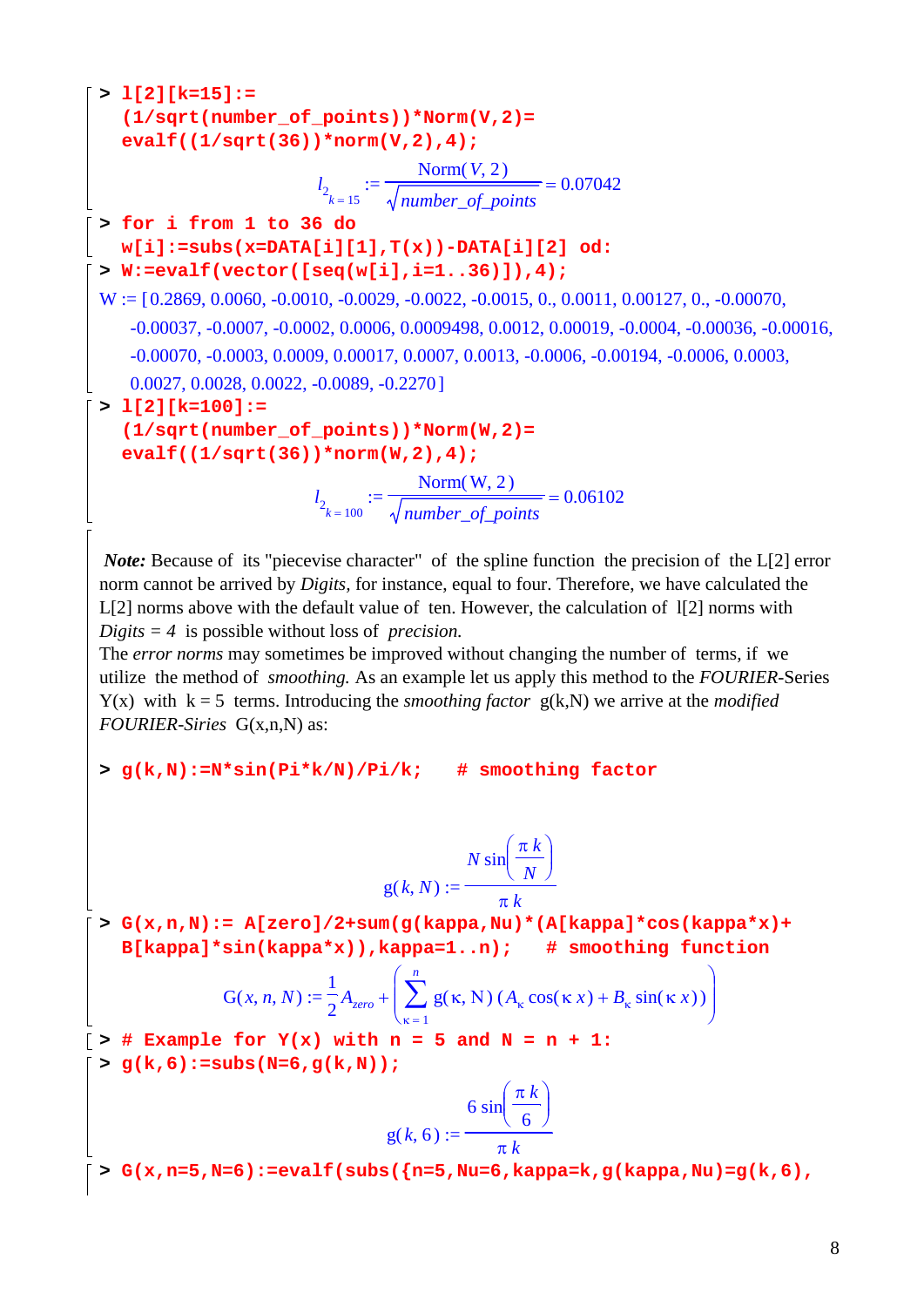```
> l[2][k=15]:=
  (1/sqrt(number_of_points))*Norm(V,2)=
  evalf((1/sqrt(36))*norm(V,2),4);
```

$$l_{2_{k=15}} := \frac{\mathrm{Norm}(V,2)}{\sqrt{number\_of\_points}} = 0.07042$$

```
> for i from 1 to 36 do
  w[i]:=subs(x=DATA[i][1],T(x))-DATA[i][2] od:
> W:=evalf(vector([seq(w[i],i=1..36)]),4);
```

W := [0.2869, 0.0060, -0.0010, -0.0029, -0.0022, -0.0015, 0., 0.0011, 0.00127, 0., -0.00070, -0.00037, -0.0007, -0.0002, 0.0006, 0.0009498, 0.0012, 0.00019, -0.0004, -0.00036, -0.00016, -0.00070, -0.0003, 0.0009, 0.00017, 0.0007, 0.0013, -0.0006, -0.00194, -0.0006, 0.0003, 0.0027, 0.0028, 0.0022, -0.0089, -0.2270 ]

```
> l[2][k=100]:=
  (1/sqrt(number_of_points))*Norm(W,2)=
  evalf((1/sqrt(36))*norm(W,2),4);
```

$$l_{2_{k=100}} := \frac{\mathrm{Norm}(\mathrm{W},2)}{\sqrt{number\_of\_points}} = 0.06102$$

***Note:*** Because of its "piecevise character" of the spline function the precision of the L[2] error norm cannot be arrived by *Digits*, for instance, equal to four. Therefore, we have calculated the L[2] norms above with the default value of ten. However, the calculation of l[2] norms with *Digits = 4* is possible without loss of *precision.*

The *error norms* may sometimes be improved without changing the number of terms, if we utilize the method of *smoothing.* As an example let us apply this method to the *FOURIER*-Series Y(x) with k = 5 terms. Introducing the *smoothing factor* g(k,N) we arrive at the *modified FOURIER-Siries* G(x,n,N) as:

```
> g(k,N):=N*sin(Pi*k/N)/Pi/k;    # smoothing factor
```

$$\mathrm{g}(k,N) := \frac{N \sin\left(\frac{\pi k}{N}\right)}{\pi k}$$

```
> G(x,n,N):= A[zero]/2+sum(g(kappa,Nu)*(A[kappa]*cos(kappa*x)+
  B[kappa]*sin(kappa*x)),kappa=1..n);   # smoothing function
```

$$\mathrm{G}(x,n,N) := \frac{1}{2} A_{zero} + \left( \sum_{\kappa=1}^{n} \mathrm{g}(\kappa,\mathrm{N})\,(A_\kappa \cos(\kappa\, x) + B_\kappa \sin(\kappa\, x)) \right)$$

```
> # Example for Y(x) with n = 5 and N = n + 1:
> g(k,6):=subs(N=6,g(k,N));
```

$$\mathrm{g}(k,6) := \frac{6 \sin\left(\frac{\pi k}{6}\right)}{\pi k}$$

```
> G(x,n=5,N=6):=evalf(subs({n=5,Nu=6,kappa=k,g(kappa,Nu)=g(k,6),
```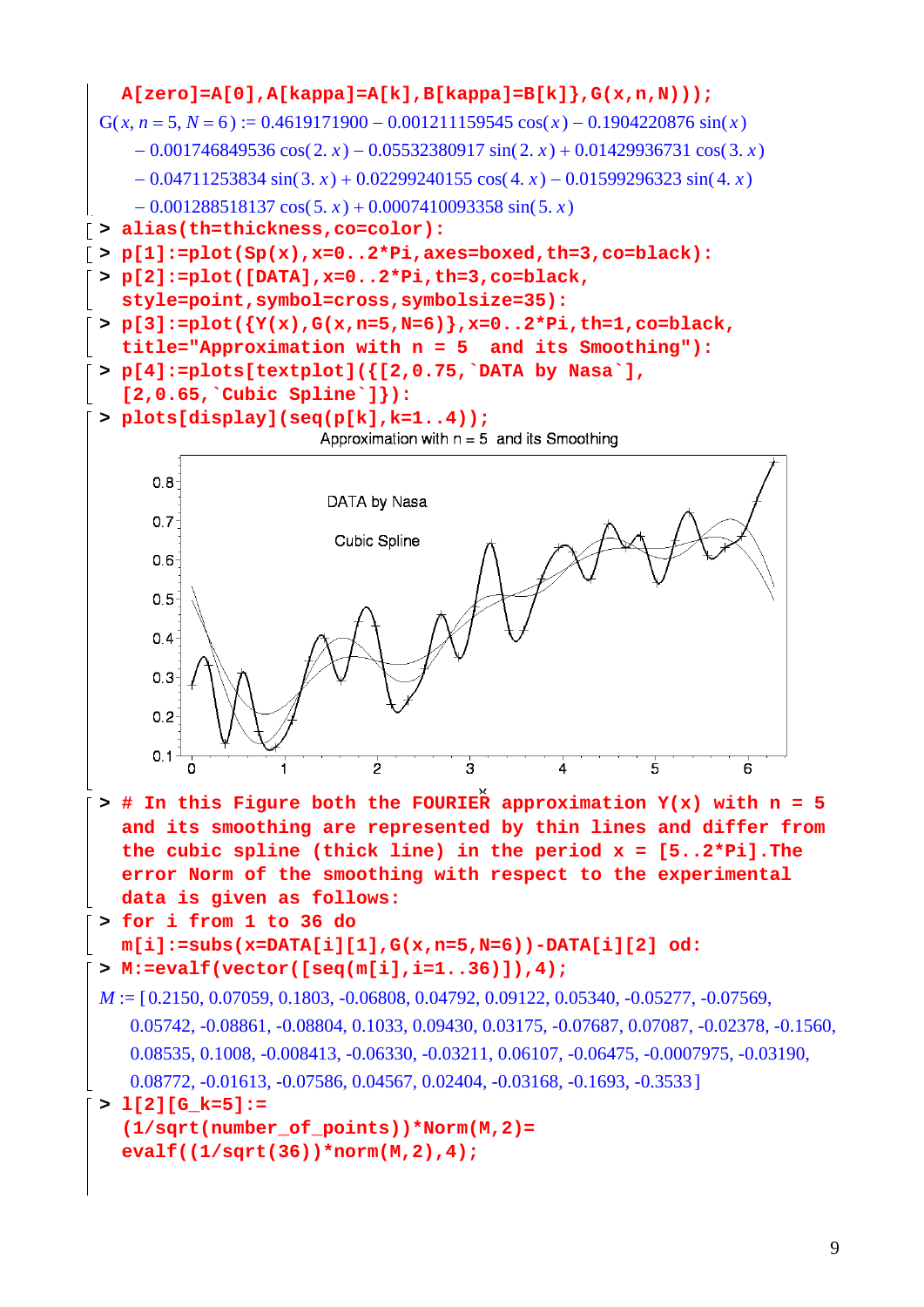```
A[zero]=A[0],A[kappa]=A[k],B[kappa]=B[k]},G(x,n,N)));
```

$$G(x, n=5, N=6) := 0.4619171900 - 0.001211159545\cos(x) - 0.1904220876\sin(x) - 0.001746849536\cos(2.\,x) - 0.05532380917\sin(2.\,x) + 0.01429936731\cos(3.\,x) - 0.04711253834\sin(3.\,x) + 0.02299240155\cos(4.\,x) - 0.01599296323\sin(4.\,x) - 0.001288518137\cos(5.\,x) + 0.0007410093358\sin(5.\,x)$$

```
> alias(th=thickness,co=color):
> p[1]:=plot(Sp(x),x=0..2*Pi,axes=boxed,th=3,co=black):
> p[2]:=plot([DATA],x=0..2*Pi,th=3,co=black,
  style=point,symbol=cross,symbolsize=35):
> p[3]:=plot({Y(x),G(x,n=5,N=6)},x=0..2*Pi,th=1,co=black,
  title="Approximation with n = 5  and its Smoothing"):
> p[4]:=plots[textplot]({[2,0.75,`DATA by Nasa`],
  [2,0.65,`Cubic Spline`]}):
> plots[display](seq(p[k],k=1..4));
```

Approximation with n = 5 and its Smoothing

```
> # In this Figure both the FOURIER approximation Y(x) with n = 5
  and its smoothing are represented by thin lines and differ from
  the cubic spline (thick line) in the period x = [5..2*Pi].The
  error Norm of the smoothing with respect to the experimental
  data is given as follows:
> for i from 1 to 36 do
  m[i]:=subs(x=DATA[i][1],G(x,n=5,N=6))-DATA[i][2] od:
> M:=evalf(vector([seq(m[i],i=1..36)]),4);
```

$M :=$ [0.2150, 0.07059, 0.1803, -0.06808, 0.04792, 0.09122, 0.05340, -0.05277, -0.07569, 0.05742, -0.08861, -0.08804, 0.1033, 0.09430, 0.03175, -0.07687, 0.07087, -0.02378, -0.1560, 0.08535, 0.1008, -0.008413, -0.06330, -0.03211, 0.06107, -0.06475, -0.0007975, -0.03190, 0.08772, -0.01613, -0.07586, 0.04567, 0.02404, -0.03168, -0.1693, -0.3533]

```
> l[2][G_k=5]:=
  (1/sqrt(number_of_points))*Norm(M,2)=
  evalf((1/sqrt(36))*norm(M,2),4);
```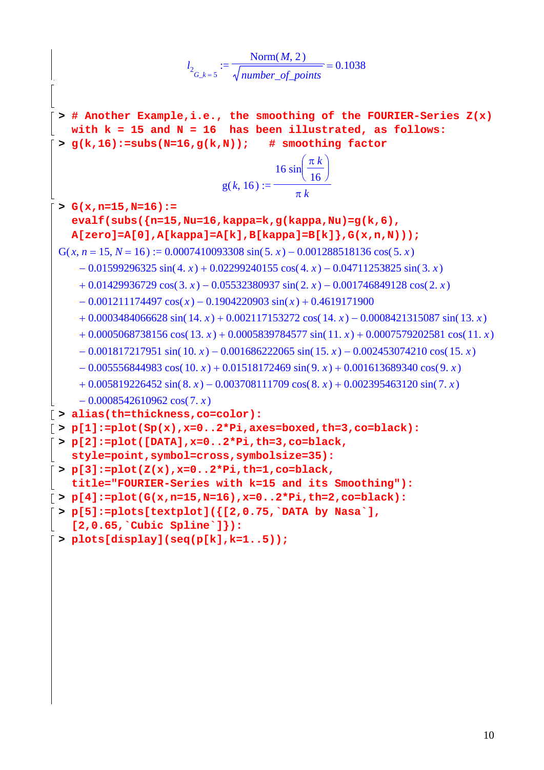$$l_{2_{G\_k=5}} := \frac{\text{Norm}(M, 2)}{\sqrt{number\_of\_points}} = 0.1038$$

```
> # Another Example,i.e., the smoothing of the FOURIER-Series Z(x)
  with k = 15 and N = 16  has been illustrated, as follows:
> g(k,16):=subs(N=16,g(k,N));   # smoothing factor
```

$$g(k, 16) := \frac{16 \sin\left(\frac{\pi k}{16}\right)}{\pi k}$$

```
> G(x,n=15,N=16):=
  evalf(subs({n=15,Nu=16,kappa=k,g(kappa,Nu)=g(k,6),
  A[zero]=A[0],A[kappa]=A[k],B[kappa]=B[k]},G(x,n,N)));
```

$$\begin{aligned}
G(x, n=15, N=16) :=\ & 0.0007410093308 \sin(5.\ x) - 0.001288518136 \cos(5.\ x) \\
& - 0.01599296325 \sin(4.\ x) + 0.02299240155 \cos(4.\ x) - 0.04711253825 \sin(3.\ x) \\
& + 0.01429936729 \cos(3.\ x) - 0.05532380937 \sin(2.\ x) - 0.001746849128 \cos(2.\ x) \\
& - 0.001211174497 \cos(x) - 0.1904220903 \sin(x) + 0.4619171900 \\
& + 0.0003484066628 \sin(14.\ x) + 0.002117153272 \cos(14.\ x) - 0.0008421315087 \sin(13.\ x) \\
& + 0.0005068738156 \cos(13.\ x) + 0.0005839784577 \sin(11.\ x) + 0.0007579202581 \cos(11.\ x) \\
& - 0.001817217951 \sin(10.\ x) - 0.001686222065 \sin(15.\ x) - 0.002453074210 \cos(15.\ x) \\
& - 0.005556844983 \cos(10.\ x) + 0.01518172469 \sin(9.\ x) + 0.001613689340 \cos(9.\ x) \\
& + 0.005819226452 \sin(8.\ x) - 0.003708111709 \cos(8.\ x) + 0.002395463120 \sin(7.\ x) \\
& - 0.0008542610962 \cos(7.\ x)
\end{aligned}$$

```
> alias(th=thickness,co=color):
> p[1]:=plot(Sp(x),x=0..2*Pi,axes=boxed,th=3,co=black):
> p[2]:=plot([DATA],x=0..2*Pi,th=3,co=black,
  style=point,symbol=cross,symbolsize=35):
> p[3]:=plot(Z(x),x=0..2*Pi,th=1,co=black,
  title="FOURIER-Series with k=15 and its Smoothing"):
> p[4]:=plot(G(x,n=15,N=16),x=0..2*Pi,th=2,co=black):
> p[5]:=plots[textplot]({[2,0.75,`DATA by Nasa`],
  [2,0.65,`Cubic Spline`]}):
> plots[display](seq(p[k],k=1..5));
```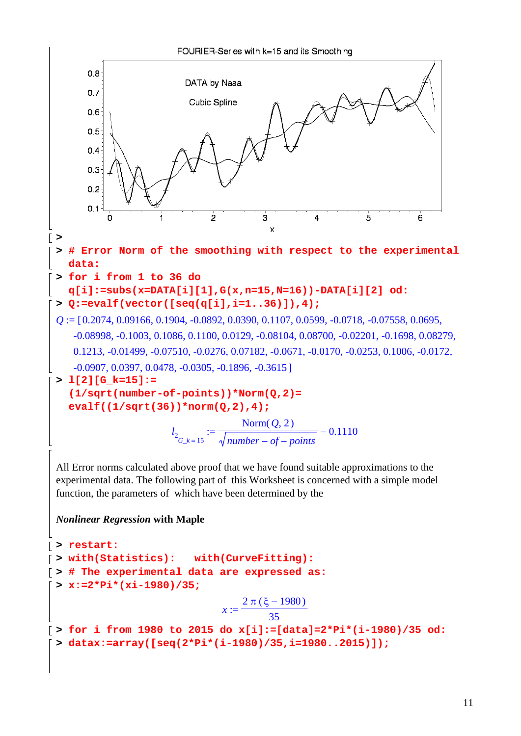FOURIER-Series with k=15 and its Smoothing

DATA by Nasa

Cubic Spline

```
> 
> # Error Norm of the smoothing with respect to the experimental data:
> for i from 1 to 36 do
  q[i]:=subs(x=DATA[i][1],G(x,n=15,N=16))-DATA[i][2] od:
> Q:=evalf(vector([seq(q[i],i=1..36)]),4);
```

$Q$ := [0.2074, 0.09166, 0.1904, -0.0892, 0.0390, 0.1107, 0.0599, -0.0718, -0.07558, 0.0695, -0.08998, -0.1003, 0.1086, 0.1100, 0.0129, -0.08104, 0.08700, -0.02201, -0.1698, 0.08279, 0.1213, -0.01499, -0.07510, -0.0276, 0.07182, -0.0671, -0.0170, -0.0253, 0.1006, -0.0172, -0.0907, 0.0397, 0.0478, -0.0305, -0.1896, -0.3615 ]

```
> l[2][G_k=15]:=
  (1/sqrt(number-of-points))*Norm(Q,2)=
  evalf((1/sqrt(36))*norm(Q,2),4);
```

$$l_{2_{G\_k=15}} := \frac{\mathrm{Norm}(Q, 2)}{\sqrt{number - of - points}} = 0.1110$$

All Error norms calculated above proof that we have found suitable approximations to the experimental data. The following part of this Worksheet is concerned with a simple model function, the parameters of which have been determined by the

***Nonlinear Regression*** **with Maple**

```
> restart:
> with(Statistics):   with(CurveFitting):
> # The experimental data are expressed as:
> x:=2*Pi*(xi-1980)/35;
```

$$x := \frac{2\,\pi\,(\xi - 1980)}{35}$$

```
> for i from 1980 to 2015 do x[i]:=[data]=2*Pi*(i-1980)/35 od:
> datax:=array([seq(2*Pi*(i-1980)/35,i=1980..2015)]);
```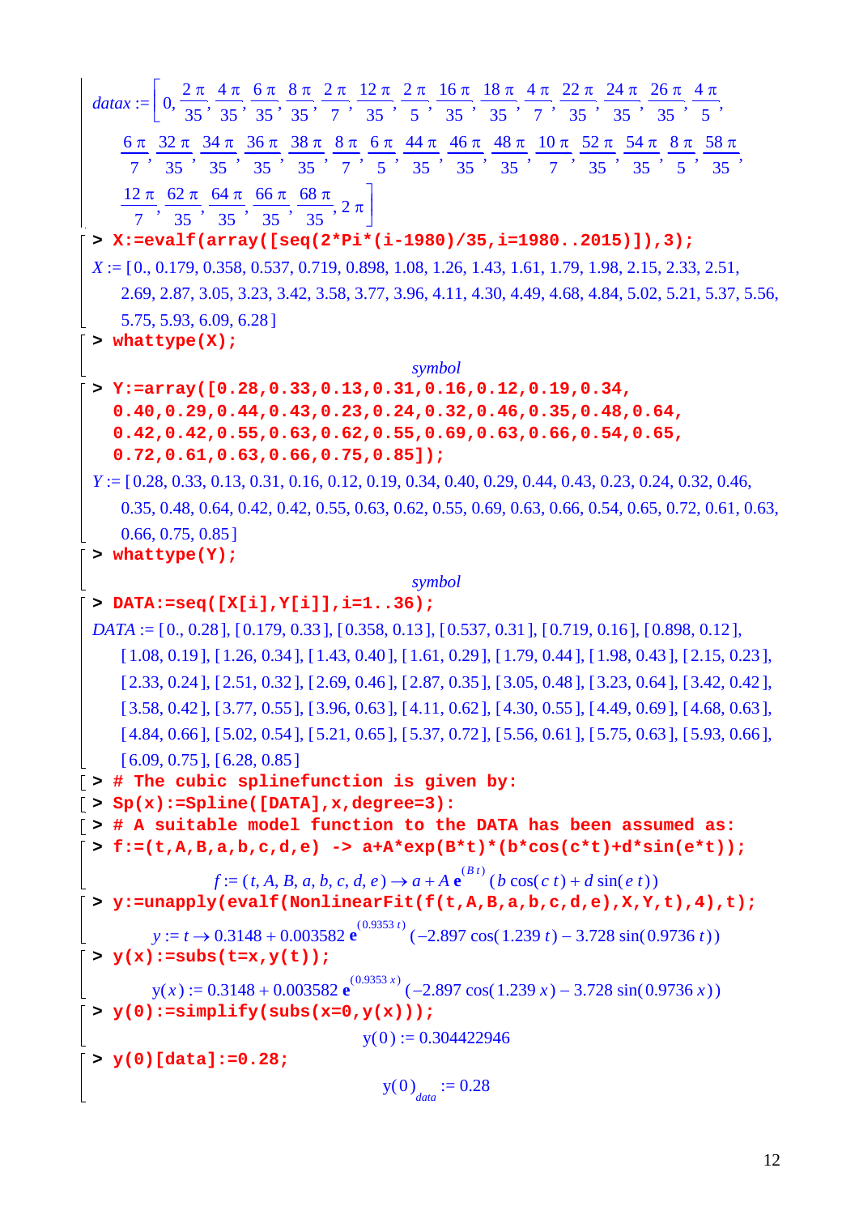$$datax := \left[0, \frac{2\pi}{35}, \frac{4\pi}{35}, \frac{6\pi}{35}, \frac{8\pi}{35}, \frac{2\pi}{7}, \frac{12\pi}{35}, \frac{2\pi}{5}, \frac{16\pi}{35}, \frac{18\pi}{35}, \frac{4\pi}{7}, \frac{22\pi}{35}, \frac{24\pi}{35}, \frac{26\pi}{35}, \frac{4\pi}{5}, \frac{6\pi}{7}, \frac{32\pi}{35}, \frac{34\pi}{35}, \frac{36\pi}{35}, \frac{38\pi}{35}, \frac{8\pi}{7}, \frac{6\pi}{5}, \frac{44\pi}{35}, \frac{46\pi}{35}, \frac{48\pi}{35}, \frac{10\pi}{7}, \frac{52\pi}{35}, \frac{54\pi}{35}, \frac{8\pi}{5}, \frac{58\pi}{35}, \frac{12\pi}{7}, \frac{62\pi}{35}, \frac{64\pi}{35}, \frac{66\pi}{35}, \frac{68\pi}{35}, 2\pi\right]$$

```
> X:=evalf(array([seq(2*Pi*(i-1980)/35,i=1980..2015)]),3);
```

$X := [0., 0.179, 0.358, 0.537, 0.719, 0.898, 1.08, 1.26, 1.43, 1.61, 1.79, 1.98, 2.15, 2.33, 2.51, 2.69, 2.87, 3.05, 3.23, 3.42, 3.58, 3.77, 3.96, 4.11, 4.30, 4.49, 4.68, 4.84, 5.02, 5.21, 5.37, 5.56, 5.75, 5.93, 6.09, 6.28]$

```
> whattype(X);
```

*symbol*

```
> Y:=array([0.28,0.33,0.13,0.31,0.16,0.12,0.19,0.34,
  0.40,0.29,0.44,0.43,0.23,0.24,0.32,0.46,0.35,0.48,0.64,
  0.42,0.42,0.55,0.63,0.62,0.55,0.69,0.63,0.66,0.54,0.65,
  0.72,0.61,0.63,0.66,0.75,0.85]);
```

$Y := [0.28, 0.33, 0.13, 0.31, 0.16, 0.12, 0.19, 0.34, 0.40, 0.29, 0.44, 0.43, 0.23, 0.24, 0.32, 0.46, 0.35, 0.48, 0.64, 0.42, 0.42, 0.55, 0.63, 0.62, 0.55, 0.69, 0.63, 0.66, 0.54, 0.65, 0.72, 0.61, 0.63, 0.66, 0.75, 0.85]$

```
> whattype(Y);
```

*symbol*

```
> DATA:=seq([X[i],Y[i]],i=1..36);
```

$DATA := [0., 0.28], [0.179, 0.33], [0.358, 0.13], [0.537, 0.31], [0.719, 0.16], [0.898, 0.12], [1.08, 0.19], [1.26, 0.34], [1.43, 0.40], [1.61, 0.29], [1.79, 0.44], [1.98, 0.43], [2.15, 0.23], [2.33, 0.24], [2.51, 0.32], [2.69, 0.46], [2.87, 0.35], [3.05, 0.48], [3.23, 0.64], [3.42, 0.42], [3.58, 0.42], [3.77, 0.55], [3.96, 0.63], [4.11, 0.62], [4.30, 0.55], [4.49, 0.69], [4.68, 0.63], [4.84, 0.66], [5.02, 0.54], [5.21, 0.65], [5.37, 0.72], [5.56, 0.61], [5.75, 0.63], [5.93, 0.66], [6.09, 0.75], [6.28, 0.85]$

```
> # The cubic splinefunction is given by:
> Sp(x):=Spline([DATA],x,degree=3):
> # A suitable model function to the DATA has been assumed as:
> f:=(t,A,B,a,b,c,d,e) -> a+A*exp(B*t)*(b*cos(c*t)+d*sin(e*t));
```

$$f := (t, A, B, a, b, c, d, e) \rightarrow a + A\,\mathbf{e}^{(B\,t)}\,(b\cos(c\,t) + d\sin(e\,t))$$

```
> y:=unapply(evalf(NonlinearFit(f(t,A,B,a,b,c,d,e),X,Y,t),4),t);
```

$$y := t \rightarrow 0.3148 + 0.003582\,\mathbf{e}^{(0.9353\,t)}\,(-2.897\cos(1.239\,t) - 3.728\sin(0.9736\,t))$$

```
> y(x):=subs(t=x,y(t));
```

$$y(x) := 0.3148 + 0.003582\,\mathbf{e}^{(0.9353\,x)}\,(-2.897\cos(1.239\,x) - 3.728\sin(0.9736\,x))$$

```
> y(0):=simplify(subs(x=0,y(x)));
```

$$y(0) := 0.304422946$$

```
> y(0)[data]:=0.28;
```

$$y(0)_{data} := 0.28$$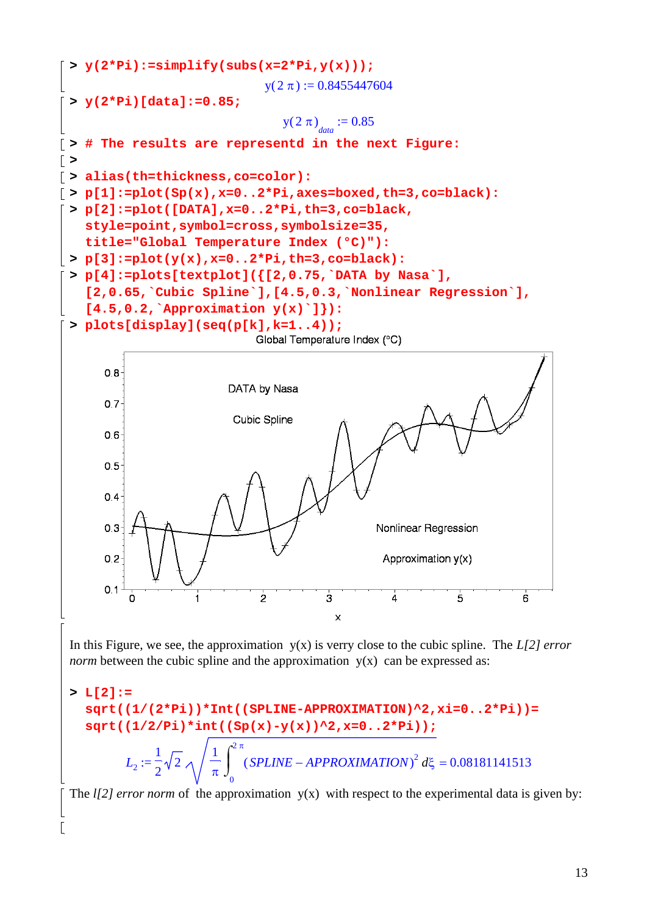```
> y(2*Pi):=simplify(subs(x=2*Pi,y(x)));
```

$$y(2\,\pi) := 0.8455447604$$

```
> y(2*Pi)[data]:=0.85;
```

$$y(2\,\pi)_{data} := 0.85$$

```
> # The results are represented in the next Figure:
>
> alias(th=thickness,co=color):
> p[1]:=plot(Sp(x),x=0..2*Pi,axes=boxed,th=3,co=black):
> p[2]:=plot([DATA],x=0..2*Pi,th=3,co=black,
  style=point,symbol=cross,symbolsize=35,
  title="Global Temperature Index (°C)"):
> p[3]:=plot(y(x),x=0..2*Pi,th=3,co=black):
> p[4]:=plots[textplot]({[2,0.75,`DATA by Nasa`],
  [2,0.65,`Cubic Spline`],[4.5,0.3,`Nonlinear Regression`],
  [4.5,0.2,`Approximation y(x)`]}):
> plots[display](seq(p[k],k=1..4));
```

In this Figure, we see, the approximation y(x) is very close to the cubic spline. The *L[2] error norm* between the cubic spline and the approximation y(x) can be expressed as:

```
> L[2]:=
  sqrt((1/(2*Pi))*Int((SPLINE-APPROXIMATION)^2,xi=0..2*Pi))=
  sqrt((1/2/Pi)*int((Sp(x)-y(x))^2,x=0..2*Pi));
```

$$L_2 := \frac{1}{2}\sqrt{2}\,\sqrt{\frac{1}{\pi}\int_0^{2\,\pi}(SPLINE - APPROXIMATION)^2\,d\xi} = 0.08181141513$$

The *l[2] error norm* of the approximation y(x) with respect to the experimental data is given by: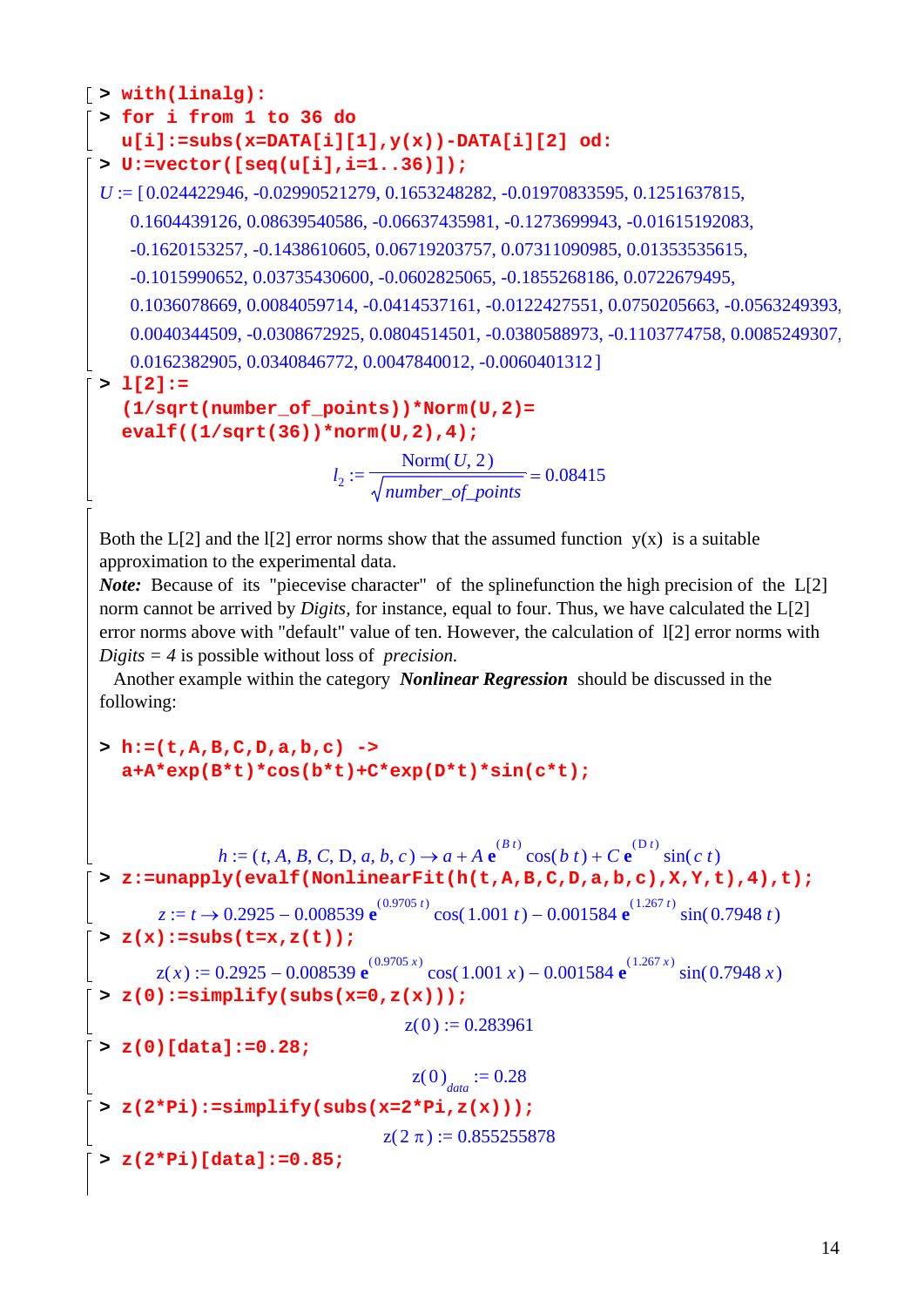```
> with(linalg):
> for i from 1 to 36 do
  u[i]:=subs(x=DATA[i][1],y(x))-DATA[i][2] od:
> U:=vector([seq(u[i],i=1..36)]);
```

$U$ := [0.024422946, -0.02990521279, 0.1653248282, -0.01970833595, 0.1251637815, 0.1604439126, 0.08639540586, -0.06637435981, -0.1273699943, -0.01615192083, -0.1620153257, -0.1438610605, 0.06719203757, 0.07311090985, 0.01353535615, -0.1015990652, 0.03735430600, -0.0602825065, -0.1855268186, 0.0722679495, 0.1036078669, 0.0084059714, -0.0414537161, -0.0122427551, 0.0750205663, -0.0563249393, 0.0040344509, -0.0308672925, 0.0804514501, -0.0380588973, -0.1103774758, 0.0085249307, 0.0162382905, 0.0340846772, 0.0047840012, -0.0060401312 ]

```
> l[2]:=
  (1/sqrt(number_of_points))*Norm(U,2)=
  evalf((1/sqrt(36))*norm(U,2),4);
```

$$l_2 := \frac{\mathrm{Norm}(U, 2)}{\sqrt{number\_of\_points}} = 0.08415$$

Both the L[2] and the l[2] error norms show that the assumed function y(x) is a suitable approximation to the experimental data.
***Note:*** Because of its "piecevise character" of the splinefunction the high precision of the L[2] norm cannot be arrived by *Digits*, for instance, equal to four. Thus, we have calculated the L[2] error norms above with "default" value of ten. However, the calculation of l[2] error norms with *Digits = 4* is possible without loss of *precision.*
Another example within the category ***Nonlinear Regression*** should be discussed in the following:

```
> h:=(t,A,B,C,D,a,b,c) ->
  a+A*exp(B*t)*cos(b*t)+C*exp(D*t)*sin(c*t);
```

$$h := (t, A, B, C, D, a, b, c) \to a + A\,\mathbf{e}^{(B\,t)}\cos(b\,t) + C\,\mathbf{e}^{(D\,t)}\sin(c\,t)$$

```
> z:=unapply(evalf(NonlinearFit(h(t,A,B,C,D,a,b,c),X,Y,t),4),t);
```

$$z := t \to 0.2925 - 0.008539\,\mathbf{e}^{(0.9705\,t)}\cos(1.001\,t) - 0.001584\,\mathbf{e}^{(1.267\,t)}\sin(0.7948\,t)$$

```
> z(x):=subs(t=x,z(t));
```

$$z(x) := 0.2925 - 0.008539\,\mathbf{e}^{(0.9705\,x)}\cos(1.001\,x) - 0.001584\,\mathbf{e}^{(1.267\,x)}\sin(0.7948\,x)$$

```
> z(0):=simplify(subs(x=0,z(x)));
```

$$z(0) := 0.283961$$

```
> z(0)[data]:=0.28;
```

$$z(0)_{data} := 0.28$$

```
> z(2*Pi):=simplify(subs(x=2*Pi,z(x)));
```

$$z(2\,\pi) := 0.855255878$$

```
> z(2*Pi)[data]:=0.85;
```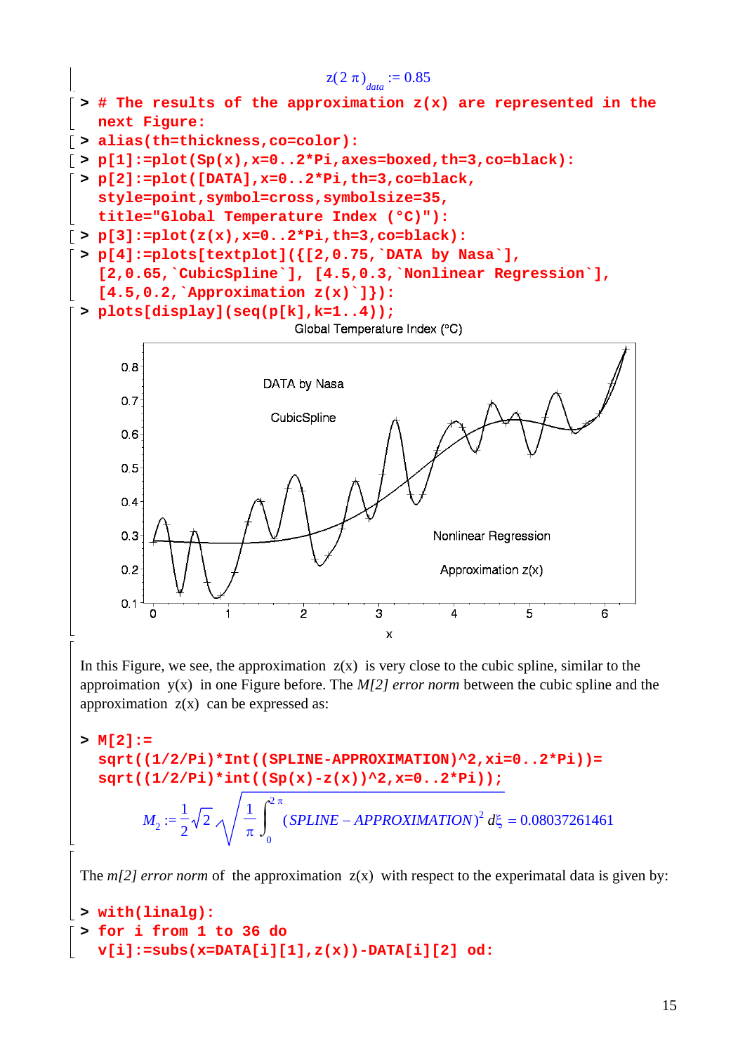$$z(2\pi)_{data} := 0.85$$

```
> # The results of the approximation z(x) are represented in the
  next Figure:
> alias(th=thickness,co=color):
> p[1]:=plot(Sp(x),x=0..2*Pi,axes=boxed,th=3,co=black):
> p[2]:=plot([DATA],x=0..2*Pi,th=3,co=black,
  style=point,symbol=cross,symbolsize=35,
  title="Global Temperature Index (°C)"):
> p[3]:=plot(z(x),x=0..2*Pi,th=3,co=black):
> p[4]:=plots[textplot]({[2,0.75,`DATA by Nasa`],
  [2,0.65,`CubicSpline`], [4.5,0.3,`Nonlinear Regression`],
  [4.5,0.2,`Approximation z(x)`]}):
> plots[display](seq(p[k],k=1..4));
```

In this Figure, we see, the approximation $z(x)$ is very close to the cubic spline, similar to the appoimation $y(x)$ in one Figure before. The *M[2] error norm* between the cubic spline and the approximation $z(x)$ can be expressed as:

```
> M[2]:=
  sqrt((1/2/Pi)*Int((SPLINE-APPROXIMATION)^2,xi=0..2*Pi))=
  sqrt((1/2/Pi)*int((Sp(x)-z(x))^2,x=0..2*Pi));
```

$$M_2 := \frac{1}{2}\sqrt{2}\sqrt{\frac{1}{\pi}\int_0^{2\pi}(SPLINE - APPROXIMATION)^2\, d\xi} = 0.08037261461$$

The *m[2] error norm* of the approximation $z(x)$ with respect to the experimatal data is given by:

```
> with(linalg):
> for i from 1 to 36 do
  v[i]:=subs(x=DATA[i][1],z(x))-DATA[i][2] od:
```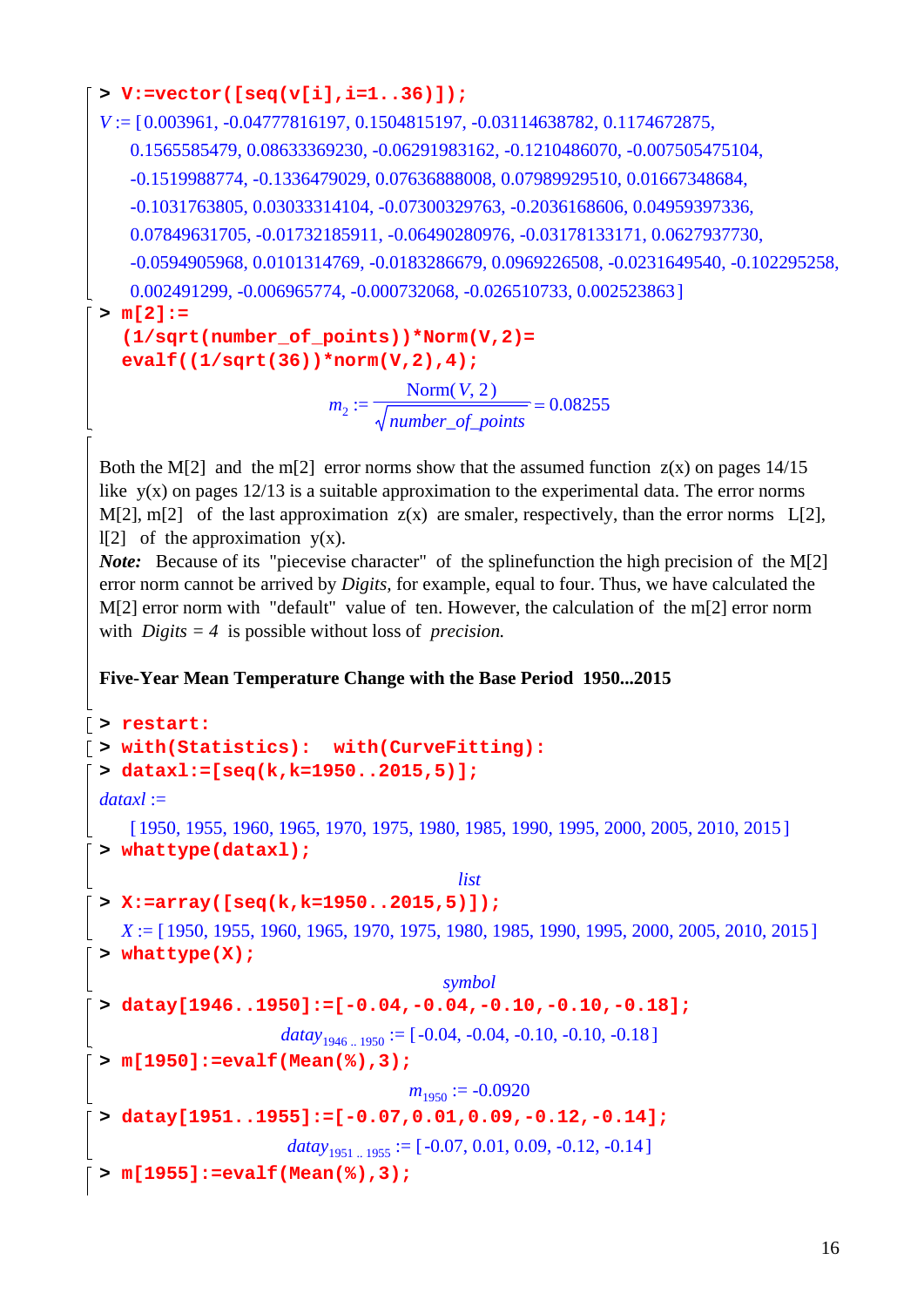```
> V:=vector([seq(v[i],i=1..36)]);
```

$V$ := [0.003961, -0.04777816197, 0.1504815197, -0.03114638782, 0.1174672875, 0.1565585479, 0.08633369230, -0.06291983162, -0.1210486070, -0.007505475104, -0.1519988774, -0.1336479029, 0.07636888008, 0.07989929510, 0.01667348684, -0.1031763805, 0.03033314104, -0.07300329763, -0.2036168606, 0.04959397336, 0.07849631705, -0.01732185911, -0.06490280976, -0.03178133171, 0.0627937730, -0.0594905968, 0.0101314769, -0.0183286679, 0.0969226508, -0.0231649540, -0.102295258, 0.002491299, -0.006965774, -0.000732068, -0.026510733, 0.002523863 ]

```
> m[2]:=
  (1/sqrt(number_of_points))*Norm(V,2)=
  evalf((1/sqrt(36))*norm(V,2),4);
```

$$m_2 := \frac{\mathrm{Norm}(V, 2)}{\sqrt{number\_of\_points}} = 0.08255$$

Both the M[2] and the m[2] error norms show that the assumed function z(x) on pages 14/15 like y(x) on pages 12/13 is a suitable approximation to the experimental data. The error norms M[2], m[2] of the last approximation z(x) are smaler, respectively, than the error norms L[2], l[2] of the approximation y(x).

***Note:*** Because of its "piecevise character" of the splinefunction the high precision of the M[2] error norm cannot be arrived by *Digits*, for example, equal to four. Thus, we have calculated the M[2] error norm with "default" value of ten. However, the calculation of the m[2] error norm with *Digits = 4* is possible without loss of *precision.*

**Five-Year Mean Temperature Change with the Base Period 1950...2015**

```
> restart:
> with(Statistics):  with(CurveFitting):
> dataxl:=[seq(k,k=1950..2015,5)];
```

*dataxl* := [1950, 1955, 1960, 1965, 1970, 1975, 1980, 1985, 1990, 1995, 2000, 2005, 2010, 2015 ]

```
> whattype(dataxl);
```

*list*

```
> X:=array([seq(k,k=1950..2015,5)]);
```

$X$ := [1950, 1955, 1960, 1965, 1970, 1975, 1980, 1985, 1990, 1995, 2000, 2005, 2010, 2015 ]

```
> whattype(X);
```

*symbol*

```
> datay[1946..1950]:=[-0.04,-0.04,-0.10,-0.10,-0.18];
```

$datay_{1946\,..\,1950}$ := [-0.04, -0.04, -0.10, -0.10, -0.18 ]

```
> m[1950]:=evalf(Mean(%),3);
```

$m_{1950}$ := -0.0920

```
> datay[1951..1955]:=[-0.07,0.01,0.09,-0.12,-0.14];
```

$datay_{1951\,..\,1955}$ := [-0.07, 0.01, 0.09, -0.12, -0.14 ]

```
> m[1955]:=evalf(Mean(%),3);
```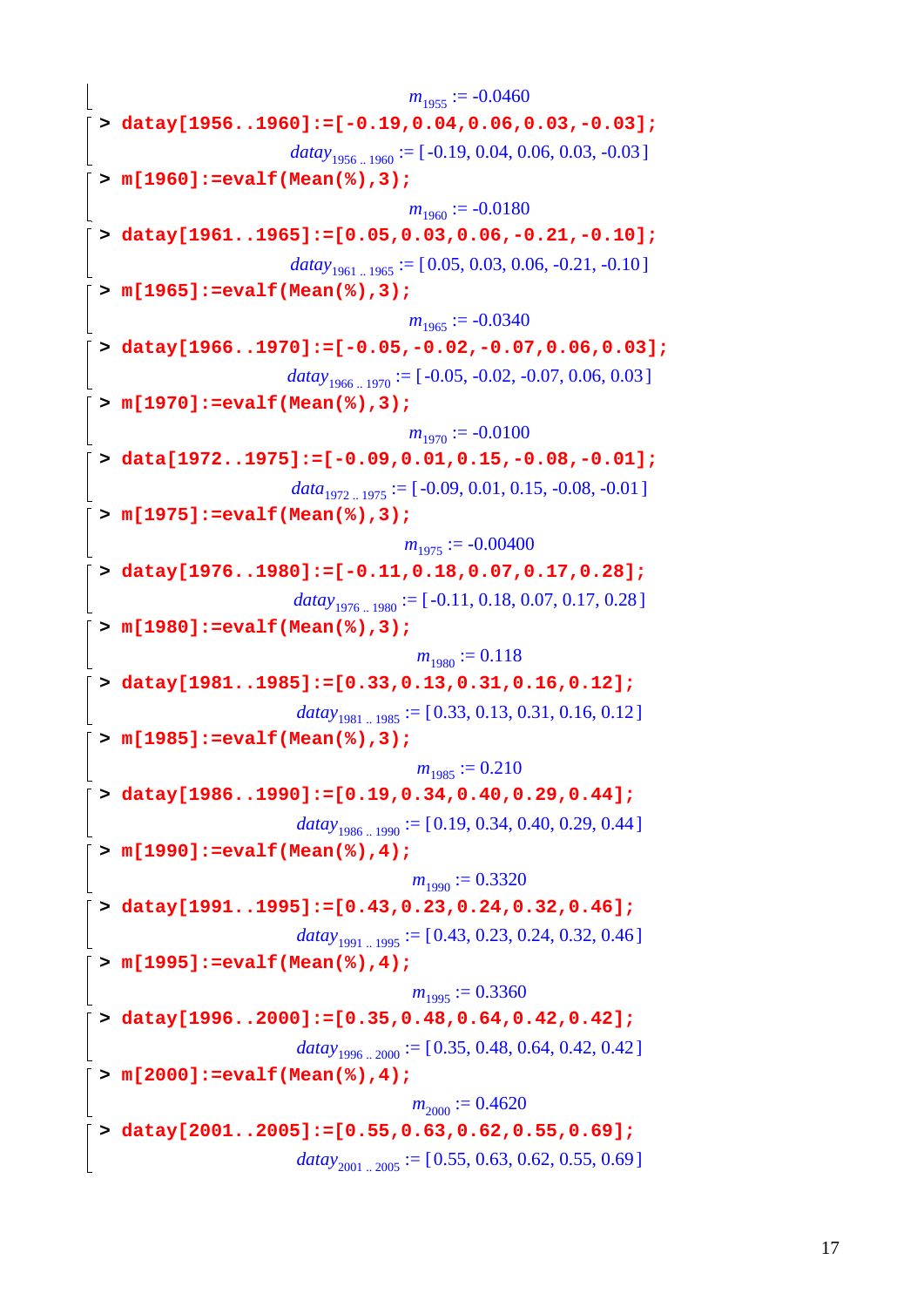$$m_{1955} := -0.0460$$

```
> datay[1956..1960]:=[-0.19,0.04,0.06,0.03,-0.03];
```

$$datay_{1956\,..\,1960} := [-0.19, 0.04, 0.06, 0.03, -0.03]$$

```
> m[1960]:=evalf(Mean(%),3);
```

$$m_{1960} := -0.0180$$

```
> datay[1961..1965]:=[0.05,0.03,0.06,-0.21,-0.10];
```

$$datay_{1961\,..\,1965} := [0.05, 0.03, 0.06, -0.21, -0.10]$$

```
> m[1965]:=evalf(Mean(%),3);
```

$$m_{1965} := -0.0340$$

```
> datay[1966..1970]:=[-0.05,-0.02,-0.07,0.06,0.03];
```

$$datay_{1966\,..\,1970} := [-0.05, -0.02, -0.07, 0.06, 0.03]$$

```
> m[1970]:=evalf(Mean(%),3);
```

$$m_{1970} := -0.0100$$

```
> data[1972..1975]:=[-0.09,0.01,0.15,-0.08,-0.01];
```

$$data_{1972\,..\,1975} := [-0.09, 0.01, 0.15, -0.08, -0.01]$$

```
> m[1975]:=evalf(Mean(%),3);
```

$$m_{1975} := -0.00400$$

```
> datay[1976..1980]:=[-0.11,0.18,0.07,0.17,0.28];
```

$$datay_{1976\,..\,1980} := [-0.11, 0.18, 0.07, 0.17, 0.28]$$

```
> m[1980]:=evalf(Mean(%),3);
```

$$m_{1980} := 0.118$$

```
> datay[1981..1985]:=[0.33,0.13,0.31,0.16,0.12];
```

$$datay_{1981\,..\,1985} := [0.33, 0.13, 0.31, 0.16, 0.12]$$

```
> m[1985]:=evalf(Mean(%),3);
```

$$m_{1985} := 0.210$$

```
> datay[1986..1990]:=[0.19,0.34,0.40,0.29,0.44];
```

$$datay_{1986\,..\,1990} := [0.19, 0.34, 0.40, 0.29, 0.44]$$

```
> m[1990]:=evalf(Mean(%),4);
```

$$m_{1990} := 0.3320$$

```
> datay[1991..1995]:=[0.43,0.23,0.24,0.32,0.46];
```

$$datay_{1991\,..\,1995} := [0.43, 0.23, 0.24, 0.32, 0.46]$$

```
> m[1995]:=evalf(Mean(%),4);
```

$$m_{1995} := 0.3360$$

```
> datay[1996..2000]:=[0.35,0.48,0.64,0.42,0.42];
```

$$datay_{1996\,..\,2000} := [0.35, 0.48, 0.64, 0.42, 0.42]$$

```
> m[2000]:=evalf(Mean(%),4);
```

$$m_{2000} := 0.4620$$

```
> datay[2001..2005]:=[0.55,0.63,0.62,0.55,0.69];
```

$$datay_{2001\,..\,2005} := [0.55, 0.63, 0.62, 0.55, 0.69]$$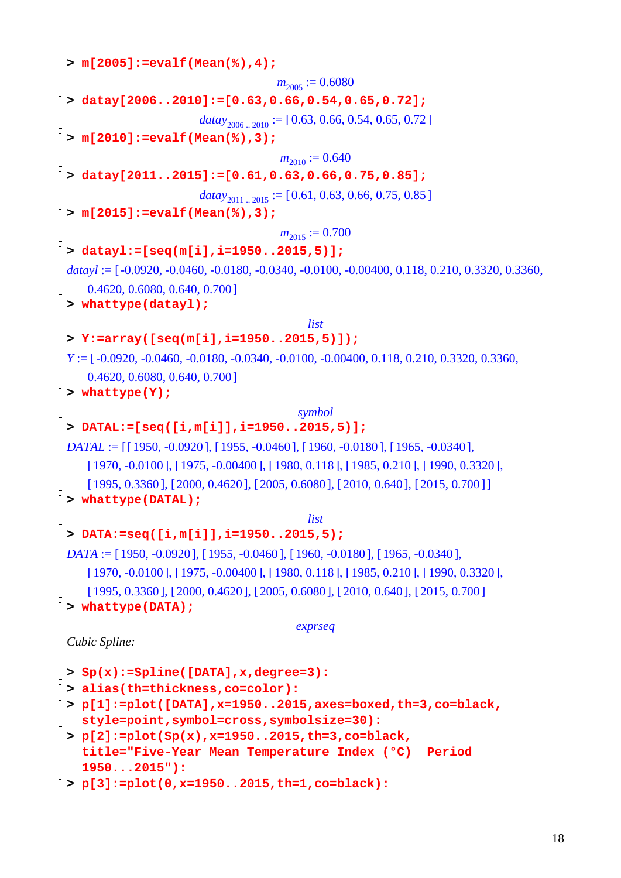```
> m[2005]:=evalf(Mean(%),4);
```

$$m_{2005} := 0.6080$$

```
> datay[2006..2010]:=[0.63,0.66,0.54,0.65,0.72];
```

$$datay_{2006\,..\,2010} := [0.63, 0.66, 0.54, 0.65, 0.72]$$

```
> m[2010]:=evalf(Mean(%),3);
```

$$m_{2010} := 0.640$$

```
> datay[2011..2015]:=[0.61,0.63,0.66,0.75,0.85];
```

$$datay_{2011\,..\,2015} := [0.61, 0.63, 0.66, 0.75, 0.85]$$

```
> m[2015]:=evalf(Mean(%),3);
```

$$m_{2015} := 0.700$$

```
> datayl:=[seq(m[i],i=1950..2015,5)];
```

*datayl* := [-0.0920, -0.0460, -0.0180, -0.0340, -0.0100, -0.00400, 0.118, 0.210, 0.3320, 0.3360, 0.4620, 0.6080, 0.640, 0.700]

```
> whattype(datayl);
```

*list*

```
> Y:=array([seq(m[i],i=1950..2015,5)]);
```

*Y* := [-0.0920, -0.0460, -0.0180, -0.0340, -0.0100, -0.00400, 0.118, 0.210, 0.3320, 0.3360, 0.4620, 0.6080, 0.640, 0.700]

```
> whattype(Y);
```

*symbol*

```
> DATAL:=[seq([i,m[i]],i=1950..2015,5)];
```

*DATAL* := [[1950, -0.0920], [1955, -0.0460], [1960, -0.0180], [1965, -0.0340], [1970, -0.0100], [1975, -0.00400], [1980, 0.118], [1985, 0.210], [1990, 0.3320], [1995, 0.3360], [2000, 0.4620], [2005, 0.6080], [2010, 0.640], [2015, 0.700]]

```
> whattype(DATAL);
```

*list*

```
> DATA:=seq([i,m[i]],i=1950..2015,5);
```

*DATA* := [1950, -0.0920], [1955, -0.0460], [1960, -0.0180], [1965, -0.0340], [1970, -0.0100], [1975, -0.00400], [1980, 0.118], [1985, 0.210], [1990, 0.3320], [1995, 0.3360], [2000, 0.4620], [2005, 0.6080], [2010, 0.640], [2015, 0.700]

```
> whattype(DATA);
```

*exprseq*

*Cubic Spline:*

```
> Sp(x):=Spline([DATA],x,degree=3):
> alias(th=thickness,co=color):
> p[1]:=plot([DATA],x=1950..2015,axes=boxed,th=3,co=black,
  style=point,symbol=cross,symbolsize=30):
> p[2]:=plot(Sp(x),x=1950..2015,th=3,co=black,
  title="Five-Year Mean Temperature Index (°C)  Period
  1950...2015"):
> p[3]:=plot(0,x=1950..2015,th=1,co=black):
```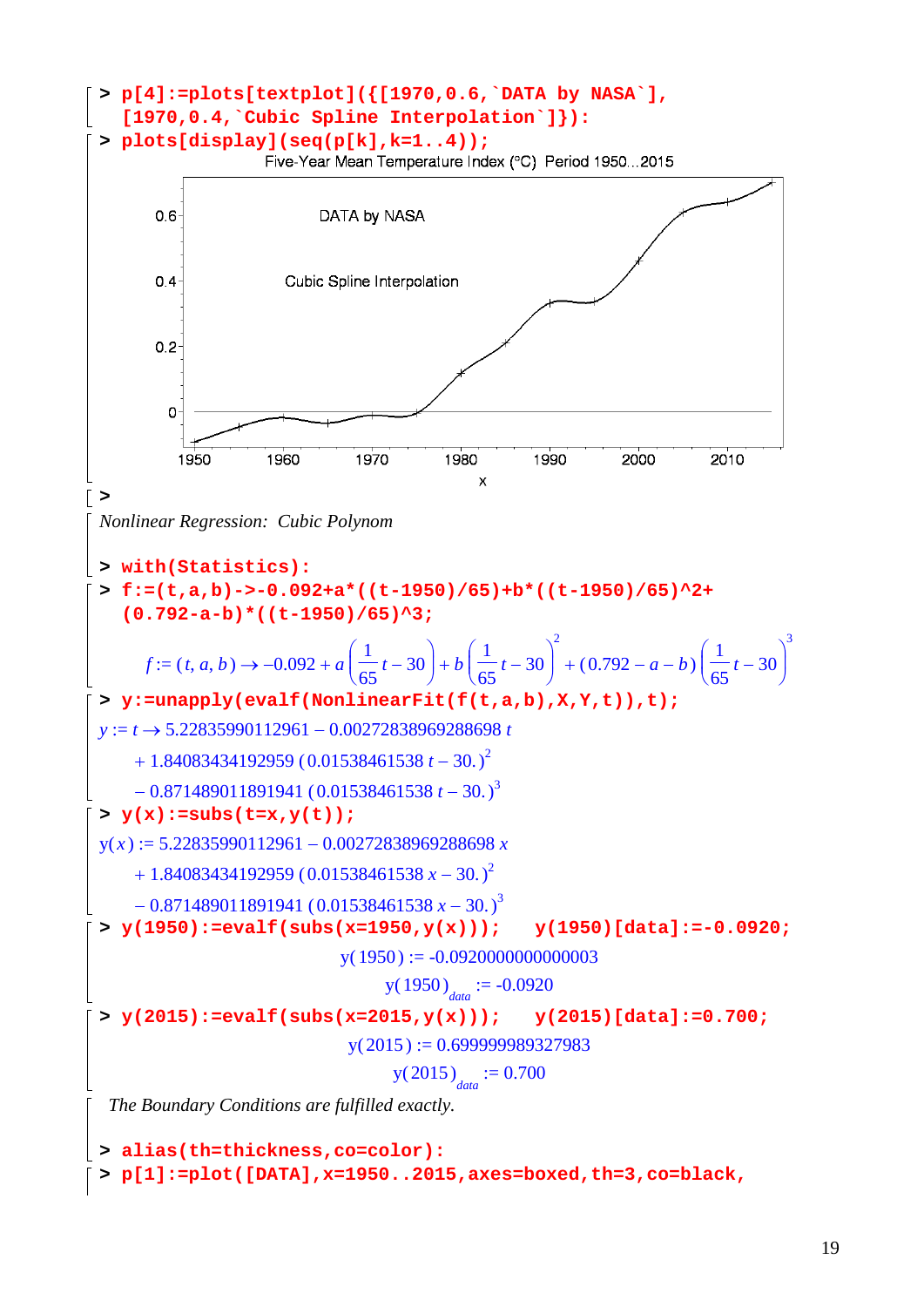```
> p[4]:=plots[textplot]({[1970,0.6,`DATA by NASA`],
  [1970,0.4,`Cubic Spline Interpolation`]}):
> plots[display](seq(p[k],k=1..4));
```

Five-Year Mean Temperature Index (°C)  Period 1950...2015

```
>
```

*Nonlinear Regression: Cubic Polynom*

```
> with(Statistics):
> f:=(t,a,b)->-0.092+a*((t-1950)/65)+b*((t-1950)/65)^2+
  (0.792-a-b)*((t-1950)/65)^3;
```

$$f := (t, a, b) \rightarrow -0.092 + a\left(\frac{1}{65}t - 30\right) + b\left(\frac{1}{65}t - 30\right)^2 + (0.792 - a - b)\left(\frac{1}{65}t - 30\right)^3$$

```
> y:=unapply(evalf(NonlinearFit(f(t,a,b),X,Y,t)),t);
```

$$y := t \rightarrow 5.22835990112961 - 0.00272838969288698\, t + 1.84083434192959\,(0.01538461538\, t - 30.)^2 - 0.871489011891941\,(0.01538461538\, t - 30.)^3$$

```
> y(x):=subs(t=x,y(t));
```

$$y(x) := 5.22835990112961 - 0.00272838969288698\, x + 1.84083434192959\,(0.01538461538\, x - 30.)^2 - 0.871489011891941\,(0.01538461538\, x - 30.)^3$$

```
> y(1950):=evalf(subs(x=1950,y(x)));   y(1950)[data]:=-0.0920;
```

$$y(1950) := -0.0920000000000003$$

$$y(1950)_{data} := -0.0920$$

```
> y(2015):=evalf(subs(x=2015,y(x)));   y(2015)[data]:=0.700;
```

$$y(2015) := 0.699999989327983$$

$$y(2015)_{data} := 0.700$$

*The Boundary Conditions are fulfilled exactly.*

```
> alias(th=thickness,co=color):
> p[1]:=plot([DATA],x=1950..2015,axes=boxed,th=3,co=black,
```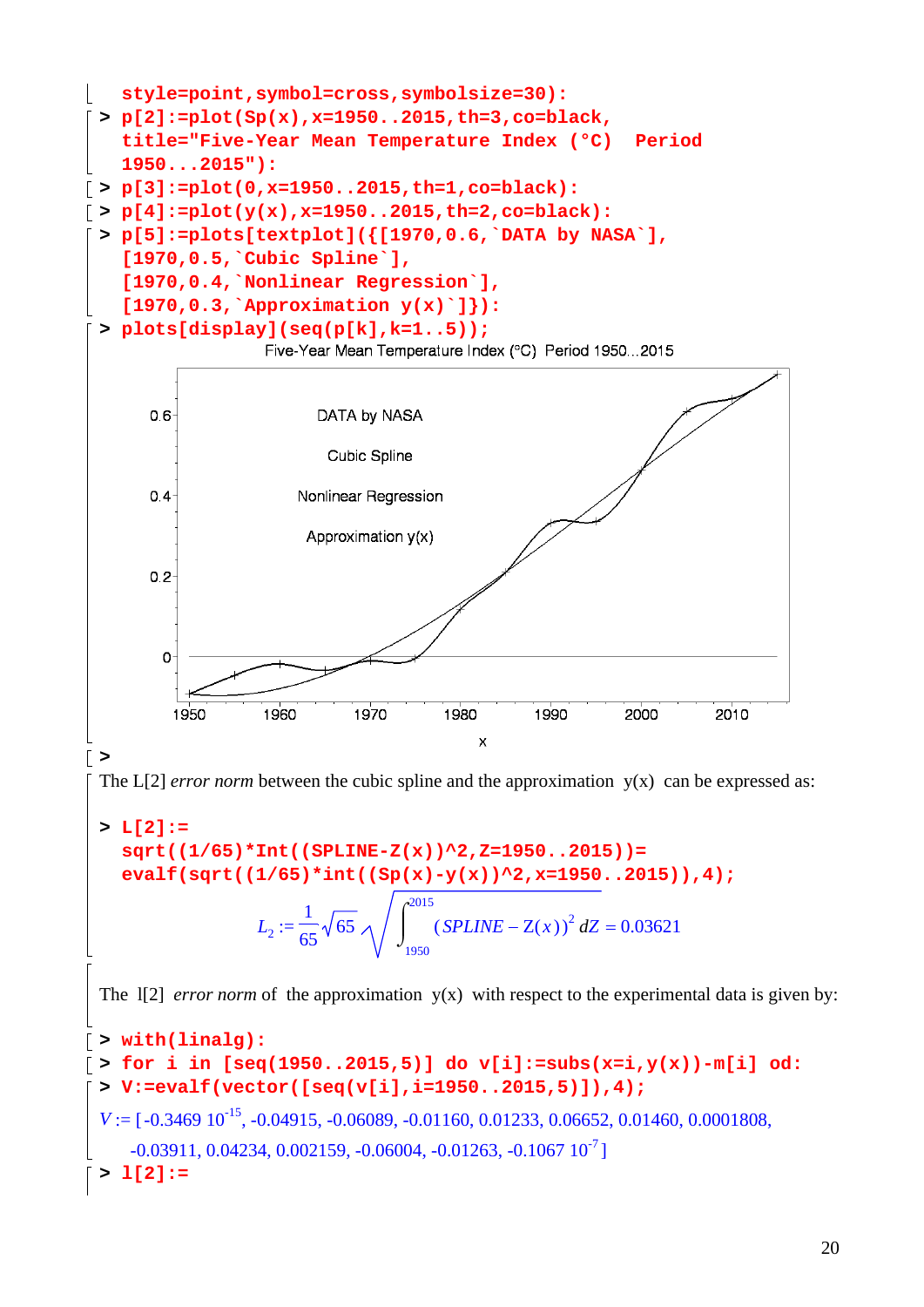```
   style=point,symbol=cross,symbolsize=30):
> p[2]:=plot(Sp(x),x=1950..2015,th=3,co=black,
   title="Five-Year Mean Temperature Index (°C)  Period
   1950...2015"):
> p[3]:=plot(0,x=1950..2015,th=1,co=black):
> p[4]:=plot(y(x),x=1950..2015,th=2,co=black):
> p[5]:=plots[textplot]({[1970,0.6,`DATA by NASA`],
   [1970,0.5,`Cubic Spline`],
   [1970,0.4,`Nonlinear Regression`],
   [1970,0.3,`Approximation y(x)`]}):
> plots[display](seq(p[k],k=1..5));
```

Five-Year Mean Temperature Index (°C) Period 1950...2015

DATA by NASA

Cubic Spline

Nonlinear Regression

Approximation y(x)

```
>
```

The L[2] *error norm* between the cubic spline and the approximation y(x) can be expressed as:

```
> L[2]:=
   sqrt((1/65)*Int((SPLINE-Z(x))^2,Z=1950..2015))=
   evalf(sqrt((1/65)*int((Sp(x)-y(x))^2,x=1950..2015)),4);
```

$$L_2 := \frac{1}{65}\sqrt{65}\sqrt{\int_{1950}^{2015}(SPLINE - Z(x))^2\, dZ} = 0.03621$$

The l[2] *error norm* of the approximation y(x) with respect to the experimental data is given by:

```
> with(linalg):
> for i in [seq(1950..2015,5)] do v[i]:=subs(x=i,y(x))-m[i] od:
> V:=evalf(vector([seq(v[i],i=1950..2015,5)]),4);
```

$V := [-0.3469\ 10^{-15}$, -0.04915, -0.06089, -0.01160, 0.01233, 0.06652, 0.01460, 0.0001808, -0.03911, 0.04234, 0.002159, -0.06004, -0.01263, $-0.1067\ 10^{-7}$]

```
> l[2]:=
```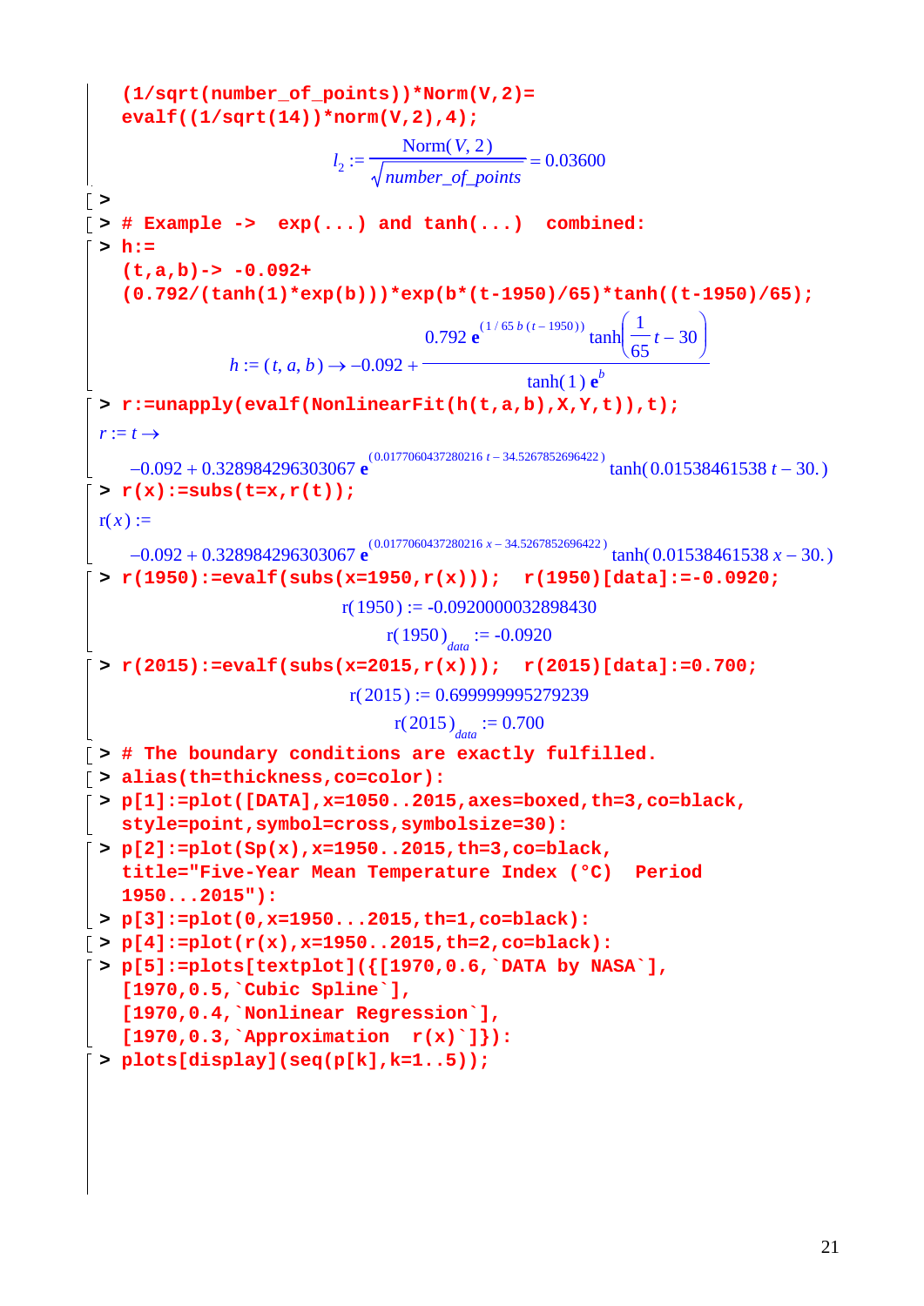```
(1/sqrt(number_of_points))*Norm(V,2)=
evalf((1/sqrt(14))*norm(V,2),4);
```

$$l_2 := \frac{\text{Norm}(V, 2)}{\sqrt{number\_of\_points}} = 0.03600$$

```
>
> # Example ->  exp(...) and tanh(...)  combined:
> h:=
  (t,a,b)-> -0.092+
  (0.792/(tanh(1)*exp(b)))*exp(b*(t-1950)/65)*tanh((t-1950)/65);
```

$$h := (t, a, b) \rightarrow -0.092 + \frac{0.792\, \mathbf{e}^{(1/65\, b\, (t-1950))} \tanh\left(\frac{1}{65} t - 30\right)}{\tanh(1)\, \mathbf{e}^{b}}$$

```
> r:=unapply(evalf(NonlinearFit(h(t,a,b),X,Y,t)),t);
```

$r := t \rightarrow$

$$-0.092 + 0.328984296303067\, \mathbf{e}^{(0.0177060437280216\, t - 34.5267852696422)} \tanh(0.01538461538\, t - 30.)$$

```
> r(x):=subs(t=x,r(t));
```

$\text{r}(x) :=$

$$-0.092 + 0.328984296303067\, \mathbf{e}^{(0.0177060437280216\, x - 34.5267852696422)} \tanh(0.01538461538\, x - 30.)$$

```
> r(1950):=evalf(subs(x=1950,r(x)));  r(1950)[data]:=-0.0920;
```

$$\text{r}(1950) := -0.0920000032898430$$

$$\text{r}(1950)_{data} := -0.0920$$

```
> r(2015):=evalf(subs(x=2015,r(x)));  r(2015)[data]:=0.700;
```

$$\text{r}(2015) := 0.699999995279239$$

$$\text{r}(2015)_{data} := 0.700$$

```
> # The boundary conditions are exactly fulfilled.
> alias(th=thickness,co=color):
> p[1]:=plot([DATA],x=1050..2015,axes=boxed,th=3,co=black,
  style=point,symbol=cross,symbolsize=30):
> p[2]:=plot(Sp(x),x=1950..2015,th=3,co=black,
  title="Five-Year Mean Temperature Index (°C)  Period
  1950...2015"):
> p[3]:=plot(0,x=1950...2015,th=1,co=black):
> p[4]:=plot(r(x),x=1950..2015,th=2,co=black):
> p[5]:=plots[textplot]({[1970,0.6,`DATA by NASA`],
  [1970,0.5,`Cubic Spline`],
  [1970,0.4,`Nonlinear Regression`],
  [1970,0.3,`Approximation  r(x)`]}):
> plots[display](seq(p[k],k=1..5));
```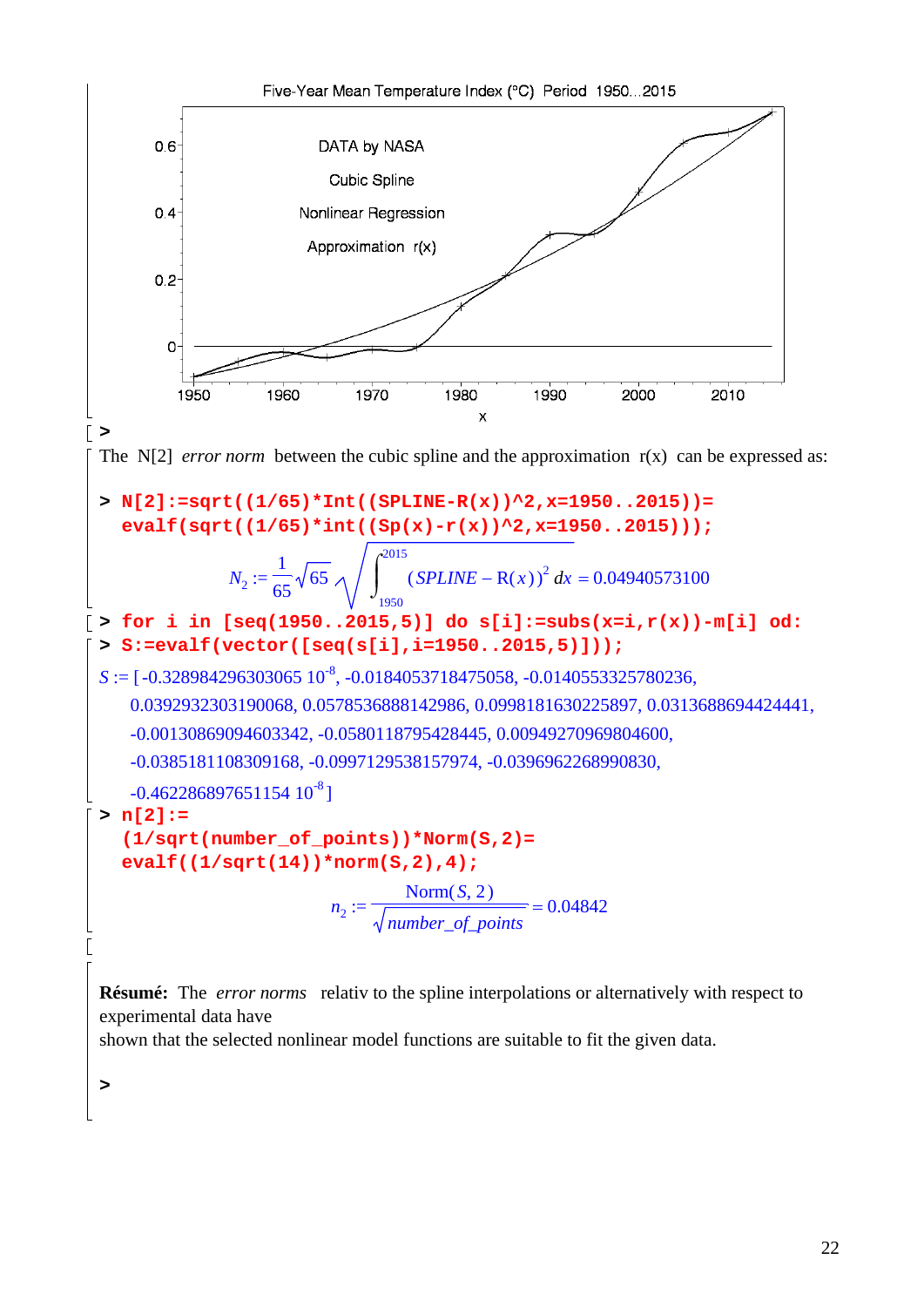Five-Year Mean Temperature Index (°C) Period 1950...2015

DATA by NASA

Cubic Spline

Nonlinear Regression

Approximation r(x)

0.6
0.4
0.2
0

1950 1960 1970 1980 1990 2000 2010

x

The N[2] *error norm* between the cubic spline and the approximation r(x) can be expressed as:

```
> N[2]:=sqrt((1/65)*Int((SPLINE-R(x))^2,x=1950..2015))=
  evalf(sqrt((1/65)*int((Sp(x)-r(x))^2,x=1950..2015)));
```

$$N_2 := \frac{1}{65}\sqrt{65}\sqrt{\int_{1950}^{2015}(SPLINE - \mathrm{R}(x))^2\,dx} = 0.04940573100$$

```
> for i in [seq(1950..2015,5)] do s[i]:=subs(x=i,r(x))-m[i] od:
> S:=evalf(vector([seq(s[i],i=1950..2015,5)]));
```

$S := [$-0.328984296303065 $10^{-8}$, -0.0184053718475058, -0.0140553325780236, 0.0392932303190068, 0.0578536888142986, 0.0998181630225897, 0.0313688694424441, -0.00130869094603342, -0.0580118795428445, 0.00949270969804600, -0.0385181108309168, -0.0997129538157974, -0.0396962268990830, -0.462286897651154 $10^{-8}$ $]$

```
> n[2]:=
  (1/sqrt(number_of_points))*Norm(S,2)=
  evalf((1/sqrt(14))*norm(S,2),4);
```

$$n_2 := \frac{\mathrm{Norm}(S, 2)}{\sqrt{number\_of\_points}} = 0.04842$$

**Résumé:** The *error norms* relativ to the spline interpolations or alternatively with respect to experimental data have
shown that the selected nonlinear model functions are suitable to fit the given data.

>